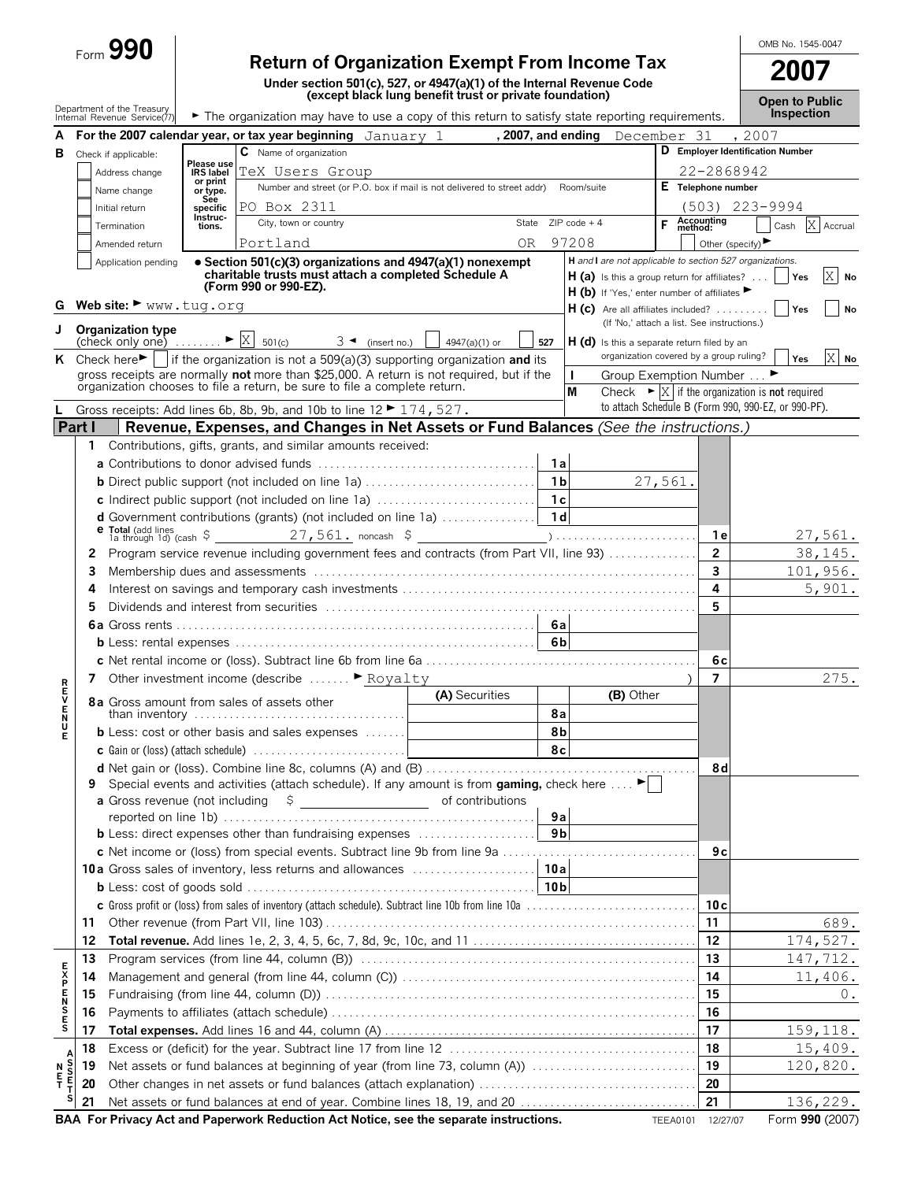Form **990**

# Return of Organization Exempt From Income Tax

**Under section 501(c), 527, or 4947(a)(1) of the Internal Revenue Code (except black lung benefit trust or private foundation)**

Department of the Treasury Internal Revenue Service(77)

► The organization may have to use a copy of this return to satisfy state reporting requirements.

OMB No. 1545-0047

**2007**

**Open to Public Inspection**

**A** For the 2007 calendar year, or tax year beginning January 1 , 2007, and ending December 31 , 2007

**B** Check if applicable:
- [ ] Address change
- [ ] Name change
- [ ] Initial return
- [ ] Termination
- [ ] Amended return
- [ ] Application pending

Please use IRS label or print or type. See specific Instructions.

**C** Name of organization: TeX Users Group

Number and street (or P.O. box if mail is not delivered to street addr) Room/suite: PO Box 2311

City, town or country: Portland   State: OR   ZIP code + 4: 97208

**D** Employer Identification Number: 22-2868942

**E** Telephone number: (503) 223-9994

**F** Accounting method: [ ] Cash [X] Accrual [ ] Other (specify) ►

• **Section 501(c)(3) organizations and 4947(a)(1) nonexempt charitable trusts must attach a completed Schedule A (Form 990 or 990-EZ).**

*H and I are not applicable to section 527 organizations.*

**H (a)** Is this a group return for affiliates? [ ] Yes [X] No

**H (b)** If 'Yes,' enter number of affiliates ►

**H (c)** Are all affiliates included? [ ] Yes [ ] No (If 'No,' attach a list. See instructions.)

**H (d)** Is this a separate return filed by an organization covered by a group ruling? [ ] Yes [X] No

**G** Web site: ► www.tug.org

**J** Organization type (check only one) ► [X] 501(c) 3 ◄ (insert no.) [ ] 4947(a)(1) or [ ] 527

**K** Check here ► [ ] if the organization is not a 509(a)(3) supporting organization **and** its gross receipts are normally **not** more than $25,000. A return is not required, but if the organization chooses to file a return, be sure to file a complete return.

**I** Group Exemption Number ... ►

**M** Check ► [X] if the organization is **not** required to attach Schedule B (Form 990, 990-EZ, or 990-PF).

**L** Gross receipts: Add lines 6b, 8b, 9b, and 10b to line 12 ► 174,527.

## Part I — Revenue, Expenses, and Changes in Net Assets or Fund Balances *(See the instructions.)*

### Revenue

| Line | Description | | Amount | | Total |
|---|---|---|---|---|---|
| 1 | Contributions, gifts, grants, and similar amounts received: | | | | |
| 1a | Contributions to donor advised funds | 1a | | | |
| 1b | Direct public support (not included on line 1a) | 1b | 27,561. | | |
| 1c | Indirect public support (not included on line 1a) | 1c | | | |
| 1d | Government contributions (grants) (not included on line 1a) | 1d | | | |
| 1e | Total (add lines 1a through 1d) (cash $ 27,561. noncash $ ) | | | 1e | 27,561. |
| 2 | Program service revenue including government fees and contracts (from Part VII, line 93) | | | 2 | 38,145. |
| 3 | Membership dues and assessments | | | 3 | 101,956. |
| 4 | Interest on savings and temporary cash investments | | | 4 | 5,901. |
| 5 | Dividends and interest from securities | | | 5 | |
| 6a | Gross rents | 6a | | | |
| 6b | Less: rental expenses | 6b | | | |
| 6c | Net rental income or (loss). Subtract line 6b from line 6a | | | 6c | |
| 7 | Other investment income (describe ► Royalty ) | | | 7 | 275. |

| Line | Description | (A) Securities | | (B) Other | | |
|---|---|---|---|---|---|---|
| 8a | Gross amount from sales of assets other than inventory | | 8a | | | |
| 8b | Less: cost or other basis and sales expenses | | 8b | | | |
| 8c | Gain or (loss) (attach schedule) | | 8c | | | |
| 8d | Net gain or (loss). Combine line 8c, columns (A) and (B) | | | | 8d | |

| Line | Description | | Amount | | Total |
|---|---|---|---|---|---|
| 9 | Special events and activities (attach schedule). If any amount is from **gaming,** check here ► [ ] | | | | |
| 9a | Gross revenue (not including $ of contributions reported on line 1b) | 9a | | | |
| 9b | Less: direct expenses other than fundraising expenses | 9b | | | |
| 9c | Net income or (loss) from special events. Subtract line 9b from line 9a | | | 9c | |
| 10a | Gross sales of inventory, less returns and allowances | 10a | | | |
| 10b | Less: cost of goods sold | 10b | | | |
| 10c | Gross profit or (loss) from sales of inventory (attach schedule). Subtract line 10b from line 10a | | | 10c | |
| 11 | Other revenue (from Part VII, line 103) | | | 11 | 689. |
| 12 | **Total revenue.** Add lines 1e, 2, 3, 4, 5, 6c, 7, 8d, 9c, 10c, and 11 | | | 12 | 174,527. |

### Expenses

| Line | Description | | Total |
|---|---|---|---|
| 13 | Program services (from line 44, column (B)) | 13 | 147,712. |
| 14 | Management and general (from line 44, column (C)) | 14 | 11,406. |
| 15 | Fundraising (from line 44, column (D)) | 15 | 0. |
| 16 | Payments to affiliates (attach schedule) | 16 | |
| 17 | **Total expenses.** Add lines 16 and 44, column (A) | 17 | 159,118. |

### Net Assets

| Line | Description | | Total |
|---|---|---|---|
| 18 | Excess or (deficit) for the year. Subtract line 17 from line 12 | 18 | 15,409. |
| 19 | Net assets or fund balances at beginning of year (from line 73, column (A)) | 19 | 120,820. |
| 20 | Other changes in net assets or fund balances (attach explanation) | 20 | |
| 21 | Net assets or fund balances at end of year. Combine lines 18, 19, and 20 | 21 | 136,229. |

**BAA For Privacy Act and Paperwork Reduction Act Notice, see the separate instructions.** TEEA0101 12/27/07 Form **990** (2007)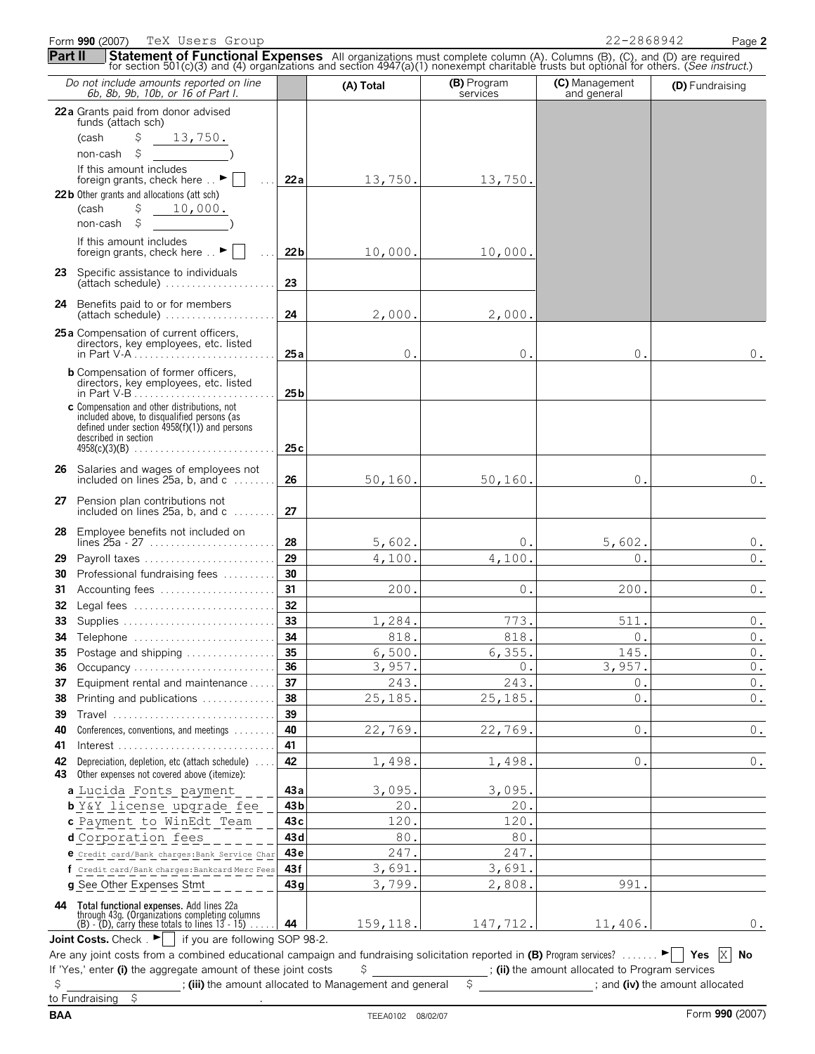Form **990** (2007) TeX Users Group 22-2868942 Page **2**

**Part II** **Statement of Functional Expenses** All organizations must complete column (A). Columns (B), (C), and (D) are required for section 501(c)(3) and (4) organizations and section 4947(a)(1) nonexempt charitable trusts but optional for others. (*See instruct.*)

| *Do not include amounts reported on line 6b, 8b, 9b, 10b, or 16 of Part I.* | | (A) Total | (B) Program services | (C) Management and general | (D) Fundraising |
|---|---|---|---|---|---|
| **22a** Grants paid from donor advised funds (attach sch) (cash $ 13,750. non-cash $ ) If this amount includes foreign grants, check here ► ☐ | 22a | 13,750. | 13,750. | | |
| **22b** Other grants and allocations (att sch) (cash $ 10,000. non-cash $ ) If this amount includes foreign grants, check here ► ☐ | 22b | 10,000. | 10,000. | | |
| **23** Specific assistance to individuals (attach schedule) | 23 | | | | |
| **24** Benefits paid to or for members (attach schedule) | 24 | 2,000. | 2,000. | | |
| **25a** Compensation of current officers, directors, key employees, etc. listed in Part V-A | 25a | 0. | 0. | 0. | 0. |
| **b** Compensation of former officers, directors, key employees, etc. listed in Part V-B | 25b | | | | |
| **c** Compensation and other distributions, not included above, to disqualified persons (as defined under section 4958(f)(1)) and persons described in section 4958(c)(3)(B) | 25c | | | | |
| **26** Salaries and wages of employees not included on lines 25a, b, and c | 26 | 50,160. | 50,160. | 0. | 0. |
| **27** Pension plan contributions not included on lines 25a, b, and c | 27 | | | | |
| **28** Employee benefits not included on lines 25a - 27 | 28 | 5,602. | 0. | 5,602. | 0. |
| **29** Payroll taxes | 29 | 4,100. | 4,100. | 0. | 0. |
| **30** Professional fundraising fees | 30 | | | | |
| **31** Accounting fees | 31 | 200. | 0. | 200. | 0. |
| **32** Legal fees | 32 | | | | |
| **33** Supplies | 33 | 1,284. | 773. | 511. | 0. |
| **34** Telephone | 34 | 818. | 818. | 0. | 0. |
| **35** Postage and shipping | 35 | 6,500. | 6,355. | 145. | 0. |
| **36** Occupancy | 36 | 3,957. | 0. | 3,957. | 0. |
| **37** Equipment rental and maintenance | 37 | 243. | 243. | 0. | 0. |
| **38** Printing and publications | 38 | 25,185. | 25,185. | 0. | 0. |
| **39** Travel | 39 | | | | |
| **40** Conferences, conventions, and meetings | 40 | 22,769. | 22,769. | 0. | 0. |
| **41** Interest | 41 | | | | |
| **42** Depreciation, depletion, etc (attach schedule) | 42 | 1,498. | 1,498. | 0. | 0. |
| **43** Other expenses not covered above (itemize): | | | | | |
| **a** Lucida Fonts payment | 43a | 3,095. | 3,095. | | |
| **b** Y&Y license upgrade fee | 43b | 20. | 20. | | |
| **c** Payment to WinEdt Team | 43c | 120. | 120. | | |
| **d** Corporation fees | 43d | 80. | 80. | | |
| **e** Credit card/Bank charges:Bank Service Char | 43e | 247. | 247. | | |
| **f** Credit card/Bank charges:Bankcard Merc Fees | 43f | 3,691. | 3,691. | | |
| **g** See Other Expenses Stmt | 43g | 3,799. | 2,808. | 991. | |
| **44 Total functional expenses.** Add lines 22a through 43g. (Organizations completing columns (B) - (D), carry these totals to lines 13 - 15) | 44 | 159,118. | 147,712. | 11,406. | 0. |

**Joint Costs.** Check ► ☐ if you are following SOP 98-2.

Are any joint costs from a combined educational campaign and fundraising solicitation reported in **(B)** Program services? ► ☐ **Yes** ☒ **No**

If 'Yes,' enter **(i)** the aggregate amount of these joint costs $ ______; **(ii)** the amount allocated to Program services $ ______; **(iii)** the amount allocated to Management and general $ ______; and **(iv)** the amount allocated to Fundraising $ ______.

BAA TEEA0102 08/02/07 Form **990** (2007)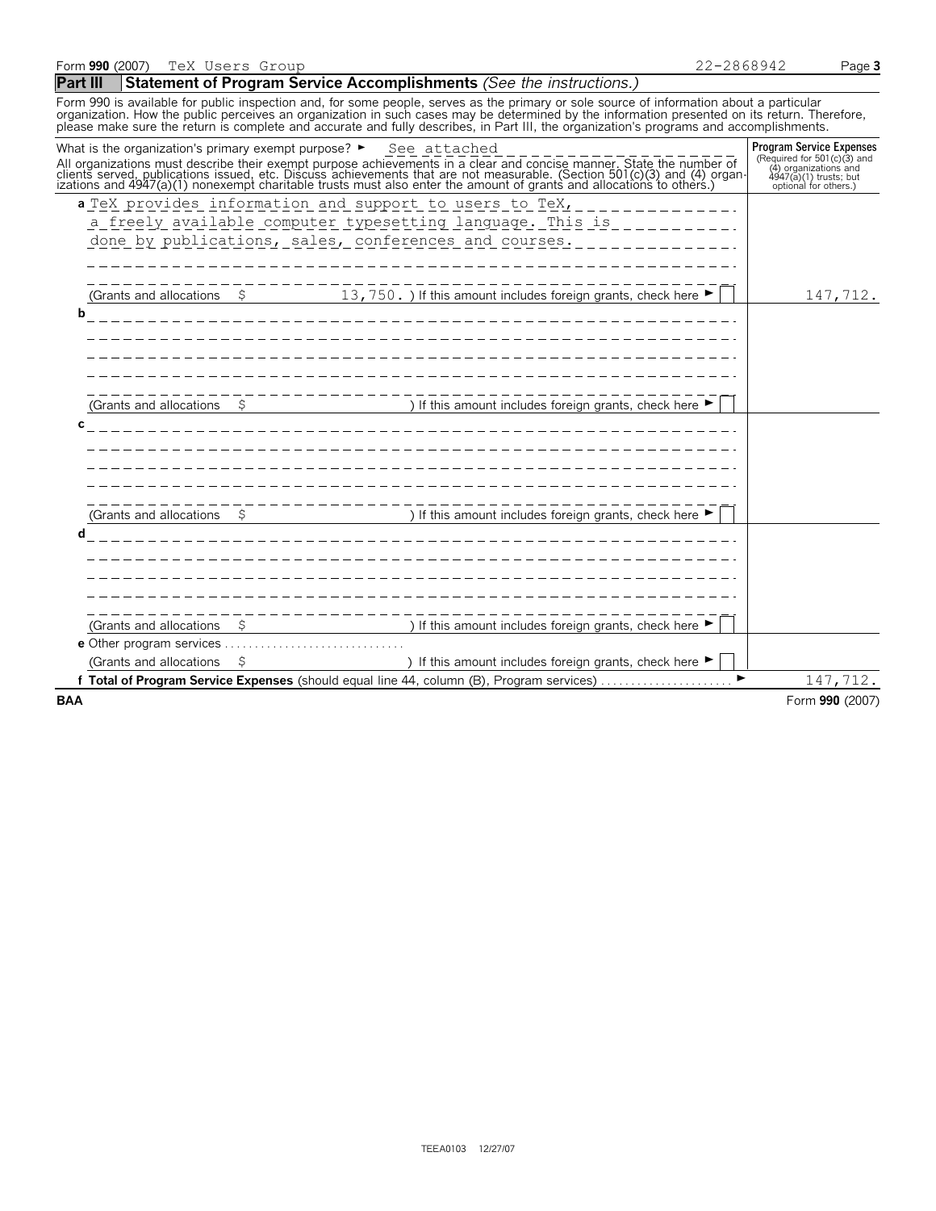Form **990** (2007) TeX Users Group 22-2868942

## Part III Statement of Program Service Accomplishments *(See the instructions.)*

Form 990 is available for public inspection and, for some people, serves as the primary or sole source of information about a particular organization. How the public perceives an organization in such cases may be determined by the information presented on its return. Therefore, please make sure the return is complete and accurate and fully describes, in Part III, the organization's programs and accomplishments.

| What is the organization's primary exempt purpose? ► See attached<br>All organizations must describe their exempt purpose achievements in a clear and concise manner. State the number of clients served, publications issued, etc. Discuss achievements that are not measurable. (Section 501(c)(3) and (4) organizations and 4947(a)(1) nonexempt charitable trusts must also enter the amount of grants and allocations to others.) | **Program Service Expenses** (Required for 501(c)(3) and (4) organizations and 4947(a)(1) trusts; but optional for others.) |
|---|---|
| **a** TeX provides information and support to users to TeX, a freely available computer typesetting language. This is done by publications, sales, conferences and courses.<br>(Grants and allocations $ 13,750. ) If this amount includes foreign grants, check here ► ☐ | 147,712. |
| **b**<br>(Grants and allocations $ ) If this amount includes foreign grants, check here ► ☐ | |
| **c**<br>(Grants and allocations $ ) If this amount includes foreign grants, check here ► ☐ | |
| **d**<br>(Grants and allocations $ ) If this amount includes foreign grants, check here ► ☐ | |
| **e** Other program services<br>(Grants and allocations $ ) If this amount includes foreign grants, check here ► ☐ | |
| **f Total of Program Service Expenses** (should equal line 44, column (B), Program services) ► | 147,712. |

BAA Form **990** (2007)

TEEA0103 12/27/07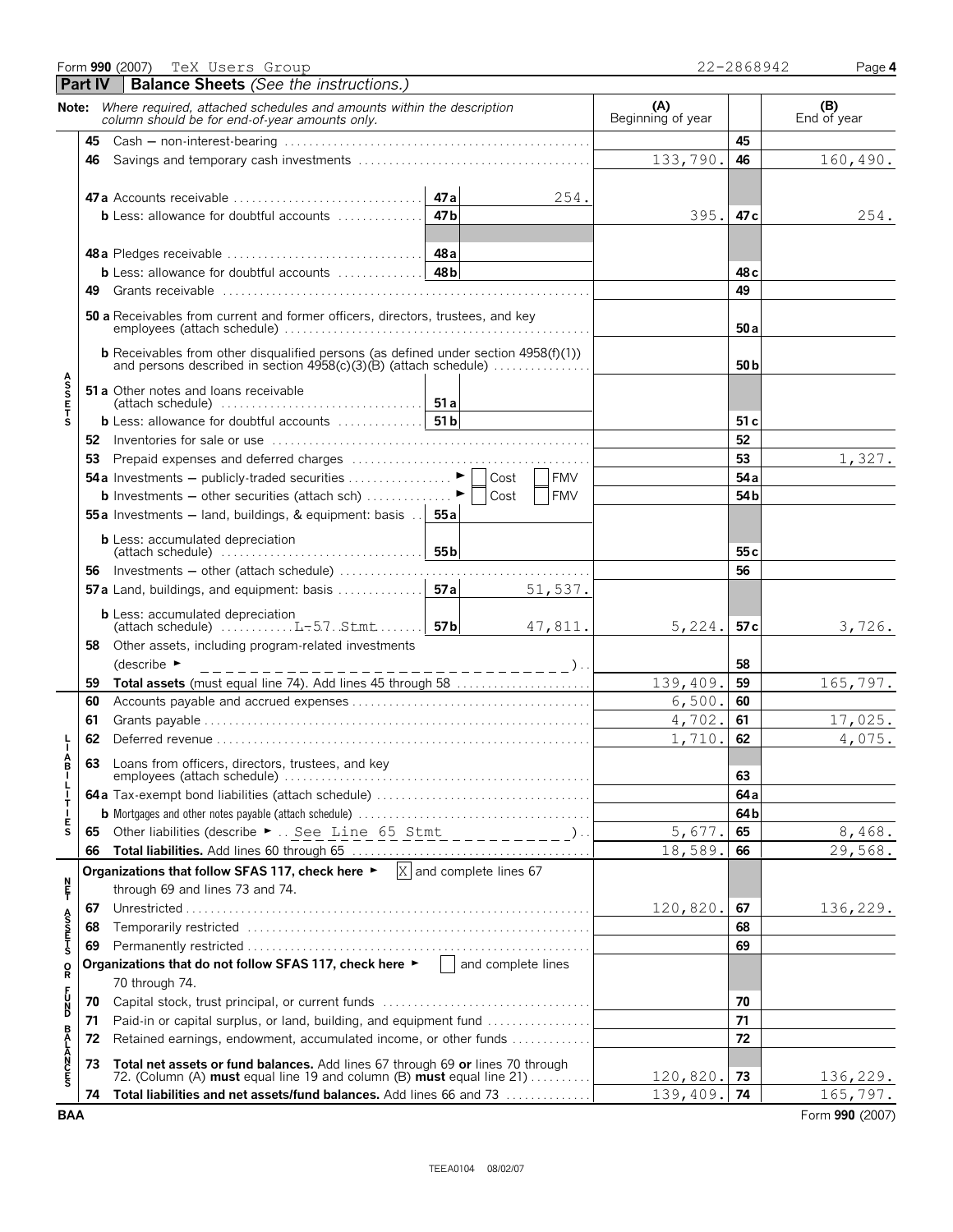Form **990** (2007) TeX Users Group 22-2868942

## Part IV Balance Sheets *(See the instructions.)*

| Note: *Where required, attached schedules and amounts within the description column should be for end-of-year amounts only.* | | | (A) Beginning of year | | (B) End of year |
|---|---|---|---|---|---|
| **ASSETS** | | | | | |
| 45 Cash — non-interest-bearing | | | | 45 | |
| 46 Savings and temporary cash investments | | | 133,790. | 46 | 160,490. |
| 47a Accounts receivable | 47a | 254. | | | |
| b Less: allowance for doubtful accounts | 47b | | 395. | 47c | 254. |
| 48a Pledges receivable | 48a | | | | |
| b Less: allowance for doubtful accounts | 48b | | | 48c | |
| 49 Grants receivable | | | | 49 | |
| 50 a Receivables from current and former officers, directors, trustees, and key employees (attach schedule) | | | | 50a | |
| b Receivables from other disqualified persons (as defined under section 4958(f)(1)) and persons described in section 4958(c)(3)(B) (attach schedule) | | | | 50b | |
| 51 a Other notes and loans receivable (attach schedule) | 51a | | | | |
| b Less: allowance for doubtful accounts | 51b | | | 51c | |
| 52 Inventories for sale or use | | | | 52 | |
| 53 Prepaid expenses and deferred charges | | | | 53 | 1,327. |
| 54a Investments — publicly-traded securities ► ☐ Cost ☐ FMV | | | | 54a | |
| b Investments — other securities (attach sch) ► ☐ Cost ☐ FMV | | | | 54b | |
| 55a Investments — land, buildings, & equipment: basis | 55a | | | | |
| b Less: accumulated depreciation (attach schedule) | 55b | | | 55c | |
| 56 Investments — other (attach schedule) | | | | 56 | |
| 57a Land, buildings, and equipment: basis | 57a | 51,537. | | | |
| b Less: accumulated depreciation (attach schedule) L-57 Stmt | 57b | 47,811. | 5,224. | 57c | 3,726. |
| 58 Other assets, including program-related investments (describe ► ) | | | | 58 | |
| 59 **Total assets** (must equal line 74). Add lines 45 through 58 | | | 139,409. | 59 | 165,797. |
| **LIABILITIES** | | | | | |
| 60 Accounts payable and accrued expenses | | | 6,500. | 60 | |
| 61 Grants payable | | | 4,702. | 61 | 17,025. |
| 62 Deferred revenue | | | 1,710. | 62 | 4,075. |
| 63 Loans from officers, directors, trustees, and key employees (attach schedule) | | | | 63 | |
| 64a Tax-exempt bond liabilities (attach schedule) | | | | 64a | |
| b Mortgages and other notes payable (attach schedule) | | | | 64b | |
| 65 Other liabilities (describe ► See Line 65 Stmt ) | | | 5,677. | 65 | 8,468. |
| 66 **Total liabilities.** Add lines 60 through 65 | | | 18,589. | 66 | 29,568. |
| **NET ASSETS OR FUND BALANCES** | | | | | |
| **Organizations that follow SFAS 117, check here** ► ☒ and complete lines 67 through 69 and lines 73 and 74. | | | | | |
| 67 Unrestricted | | | 120,820. | 67 | 136,229. |
| 68 Temporarily restricted | | | | 68 | |
| 69 Permanently restricted | | | | 69 | |
| **Organizations that do not follow SFAS 117, check here** ► ☐ and complete lines 70 through 74. | | | | | |
| 70 Capital stock, trust principal, or current funds | | | | 70 | |
| 71 Paid-in or capital surplus, or land, building, and equipment fund | | | | 71 | |
| 72 Retained earnings, endowment, accumulated income, or other funds | | | | 72 | |
| 73 **Total net assets or fund balances.** Add lines 67 through 69 **or** lines 70 through 72. (Column (A) **must** equal line 19 and column (B) **must** equal line 21) | | | 120,820. | 73 | 136,229. |
| 74 **Total liabilities and net assets/fund balances.** Add lines 66 and 73 | | | 139,409. | 74 | 165,797. |

BAA Form **990** (2007)

TEEA0104 08/02/07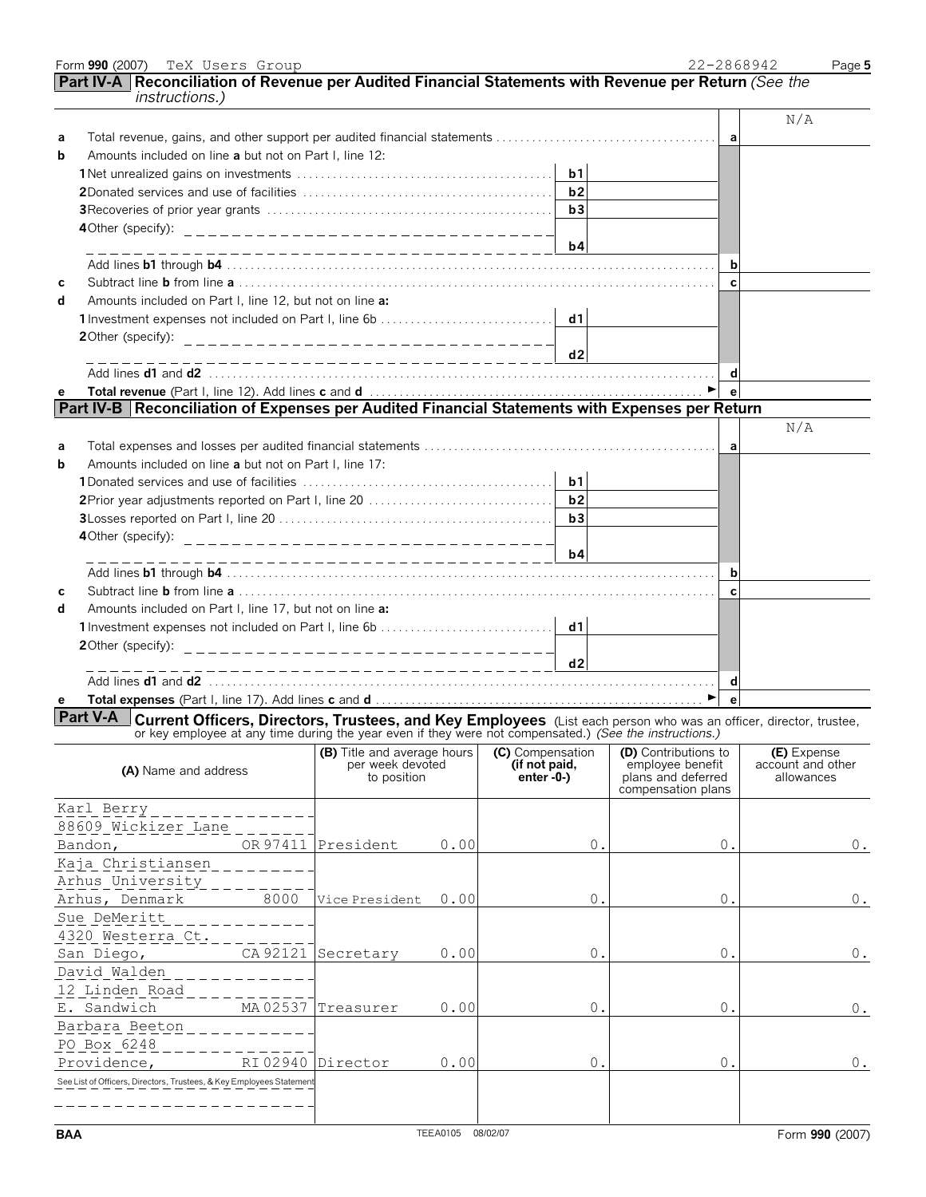Form **990** (2007) TeX Users Group 22-2868942 Page **5**

## Part IV-A Reconciliation of Revenue per Audited Financial Statements with Revenue per Return *(See the instructions.)*

| | | | | | N/A |
|---|---|---|---|---|---|
| **a** | Total revenue, gains, and other support per audited financial statements | | | **a** | |
| **b** | Amounts included on line **a** but not on Part I, line 12: | | | | |
| | **1** Net unrealized gains on investments | **b1** | | | |
| | **2** Donated services and use of facilities | **b2** | | | |
| | **3** Recoveries of prior year grants | **b3** | | | |
| | **4** Other (specify): | **b4** | | | |
| | Add lines **b1** through **b4** | | | **b** | |
| **c** | Subtract line **b** from line **a** | | | **c** | |
| **d** | Amounts included on Part I, line 12, but not on line **a:** | | | | |
| | **1** Investment expenses not included on Part I, line 6b | **d1** | | | |
| | **2** Other (specify): | **d2** | | | |
| | Add lines **d1** and **d2** | | | **d** | |
| **e** | **Total revenue** (Part I, line 12). Add lines **c** and **d** | | | **e** | |

## Part IV-B Reconciliation of Expenses per Audited Financial Statements with Expenses per Return

| | | | | | N/A |
|---|---|---|---|---|---|
| **a** | Total expenses and losses per audited financial statements | | | **a** | |
| **b** | Amounts included on line **a** but not on Part I, line 17: | | | | |
| | **1** Donated services and use of facilities | **b1** | | | |
| | **2** Prior year adjustments reported on Part I, line 20 | **b2** | | | |
| | **3** Losses reported on Part I, line 20 | **b3** | | | |
| | **4** Other (specify): | **b4** | | | |
| | Add lines **b1** through **b4** | | | **b** | |
| **c** | Subtract line **b** from line **a** | | | **c** | |
| **d** | Amounts included on Part I, line 17, but not on line **a:** | | | | |
| | **1** Investment expenses not included on Part I, line 6b | **d1** | | | |
| | **2** Other (specify): | **d2** | | | |
| | Add lines **d1** and **d2** | | | **d** | |
| **e** | **Total expenses** (Part I, line 17). Add lines **c** and **d** | | | **e** | |

## Part V-A Current Officers, Directors, Trustees, and Key Employees (List each person who was an officer, director, trustee, or key employee at any time during the year even if they were not compensated.) *(See the instructions.)*

| **(A)** Name and address | **(B)** Title and average hours per week devoted to position | | **(C)** Compensation **(if not paid, enter -0-)** | **(D)** Contributions to employee benefit plans and deferred compensation plans | **(E)** Expense account and other allowances |
|---|---|---|---|---|---|
| Karl Berry<br>88609 Wickizer Lane<br>Bandon, OR 97411 | President | 0.00 | 0. | 0. | 0. |
| Kaja Christiansen<br>Arhus University<br>Arhus, Denmark 8000 | Vice President | 0.00 | 0. | 0. | 0. |
| Sue DeMeritt<br>4320 Westerra Ct.<br>San Diego, CA 92121 | Secretary | 0.00 | 0. | 0. | 0. |
| David Walden<br>12 Linden Road<br>E. Sandwich MA 02537 | Treasurer | 0.00 | 0. | 0. | 0. |
| Barbara Beeton<br>PO Box 6248<br>Providence, RI 02940 | Director | 0.00 | 0. | 0. | 0. |
| See List of Officers, Directors, Trustees, & Key Employees Statement | | | | | |

BAA TEEA0105 08/02/07 Form **990** (2007)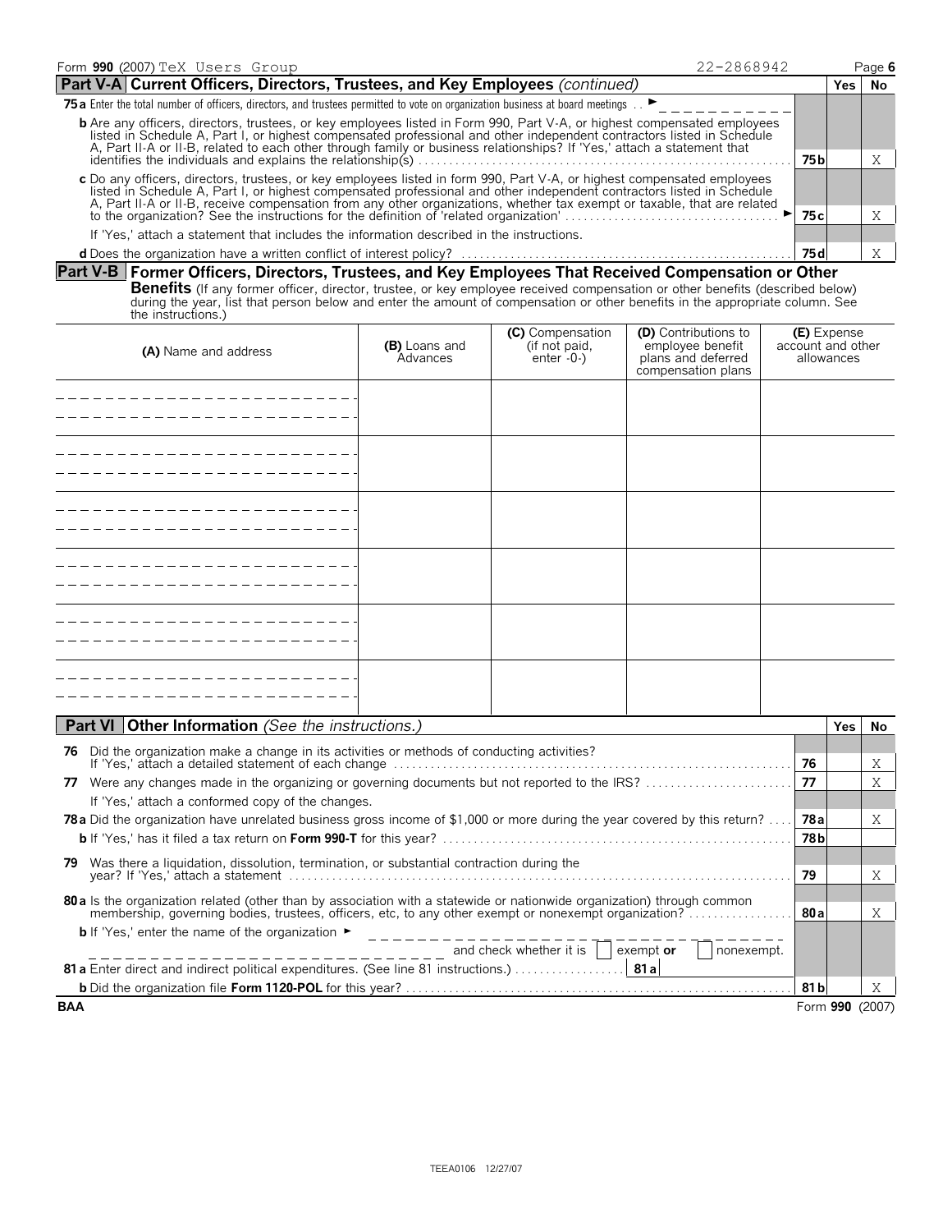Form **990** (2007) TeX Users Group 22-2868942 Page **6**

## Part V-A Current Officers, Directors, Trustees, and Key Employees *(continued)*

| | | Yes | No |
|---|---|---|---|
| **75 a** Enter the total number of officers, directors, and trustees permitted to vote on organization business at board meetings . . ► | | | |
| **b** Are any officers, directors, trustees, or key employees listed in Form 990, Part V-A, or highest compensated employees listed in Schedule A, Part I, or highest compensated professional and other independent contractors listed in Schedule A, Part II-A or II-B, related to each other through family or business relationships? If 'Yes,' attach a statement that identifies the individuals and explains the relationship(s) | 75b | | X |
| **c** Do any officers, directors, trustees, or key employees listed in form 990, Part V-A, or highest compensated employees listed in Schedule A, Part I, or highest compensated professional and other independent contractors listed in Schedule A, Part II-A or II-B, receive compensation from any other organizations, whether tax exempt or taxable, that are related to the organization? See the instructions for the definition of 'related organization' ► | 75c | | X |
| If 'Yes,' attach a statement that includes the information described in the instructions. | | | |
| **d** Does the organization have a written conflict of interest policy? | 75d | | X |

## Part V-B Former Officers, Directors, Trustees, and Key Employees That Received Compensation or Other Benefits

(If any former officer, director, trustee, or key employee received compensation or other benefits (described below) during the year, list that person below and enter the amount of compensation or other benefits in the appropriate column. See the instructions.)

| **(A)** Name and address | **(B)** Loans and Advances | **(C)** Compensation (if not paid, enter -0-) | **(D)** Contributions to employee benefit plans and deferred compensation plans | **(E)** Expense account and other allowances |
|---|---|---|---|---|
| | | | | |
| | | | | |
| | | | | |
| | | | | |
| | | | | |
| | | | | |

## Part VI Other Information *(See the instructions.)*

| | | Yes | No |
|---|---|---|---|
| **76** Did the organization make a change in its activities or methods of conducting activities? If 'Yes,' attach a detailed statement of each change | 76 | | X |
| **77** Were any changes made in the organizing or governing documents but not reported to the IRS? | 77 | | X |
| If 'Yes,' attach a conformed copy of the changes. | | | |
| **78 a** Did the organization have unrelated business gross income of $1,000 or more during the year covered by this return? | 78a | | X |
| **b** If 'Yes,' has it filed a tax return on **Form 990-T** for this year? | 78b | | |
| **79** Was there a liquidation, dissolution, termination, or substantial contraction during the year? If 'Yes,' attach a statement | 79 | | X |
| **80 a** Is the organization related (other than by association with a statewide or nationwide organization) through common membership, governing bodies, trustees, officers, etc, to any other exempt or nonexempt organization? | 80a | | X |
| **b** If 'Yes,' enter the name of the organization ► and check whether it is ☐ exempt **or** ☐ nonexempt. | | | |
| **81 a** Enter direct and indirect political expenditures. (See line 81 instructions.) **81 a** | | | |
| **b** Did the organization file **Form 1120-POL** for this year? | 81b | | X |

**BAA** Form **990** (2007)

TEEA0106 12/27/07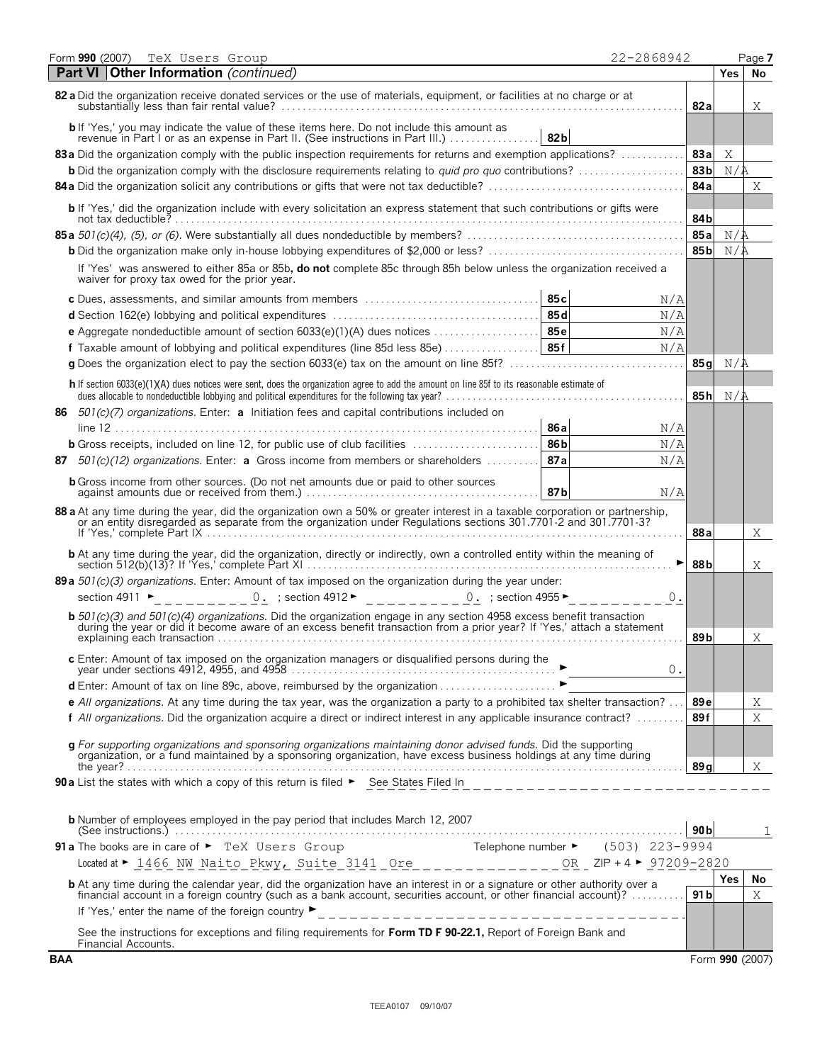Form **990** (2007) TeX Users Group 22-2868942

## Part VI Other Information *(continued)*

| | | | Yes | No |
|---|---|---|---|---|
| **82a** Did the organization receive donated services or the use of materials, equipment, or facilities at no charge or at substantially less than fair rental value? | | **82a** | | X |
| **b** If 'Yes,' you may indicate the value of these items here. Do not include this amount as revenue in Part I or as an expense in Part II. (See instructions in Part III.) | **82b** | | | |
| **83a** Did the organization comply with the public inspection requirements for returns and exemption applications? | | **83a** | X | |
| **b** Did the organization comply with the disclosure requirements relating to *quid pro quo* contributions? | | **83b** | N/A | |
| **84a** Did the organization solicit any contributions or gifts that were not tax deductible? | | **84a** | | X |
| **b** If 'Yes,' did the organization include with every solicitation an express statement that such contributions or gifts were not tax deductible? | | **84b** | | |
| **85a** *501(c)(4), (5), or (6).* Were substantially all dues nondeductible by members? | | **85a** | N/A | |
| **b** Did the organization make only in-house lobbying expenditures of $2,000 or less? | | **85b** | N/A | |
| If 'Yes' was answered to either 85a or 85b, **do not** complete 85c through 85h below unless the organization received a waiver for proxy tax owed for the prior year. | | | | |
| **c** Dues, assessments, and similar amounts from members | **85c** N/A | | | |
| **d** Section 162(e) lobbying and political expenditures | **85d** N/A | | | |
| **e** Aggregate nondeductible amount of section 6033(e)(1)(A) dues notices | **85e** N/A | | | |
| **f** Taxable amount of lobbying and political expenditures (line 85d less 85e) | **85f** N/A | | | |
| **g** Does the organization elect to pay the section 6033(e) tax on the amount on line 85f? | | **85g** | N/A | |
| **h** If section 6033(e)(1)(A) dues notices were sent, does the organization agree to add the amount on line 85f to its reasonable estimate of dues allocable to nondeductible lobbying and political expenditures for the following tax year? | | **85h** | N/A | |
| **86** *501(c)(7) organizations.* Enter: **a** Initiation fees and capital contributions included on line 12 | **86a** N/A | | | |
| **b** Gross receipts, included on line 12, for public use of club facilities | **86b** N/A | | | |
| **87** *501(c)(12) organizations.* Enter: **a** Gross income from members or shareholders | **87a** N/A | | | |
| **b** Gross income from other sources. (Do not net amounts due or paid to other sources against amounts due or received from them.) | **87b** N/A | | | |
| **88a** At any time during the year, did the organization own a 50% or greater interest in a taxable corporation or partnership, or an entity disregarded as separate from the organization under Regulations sections 301.7701-2 and 301.7701-3? If 'Yes,' complete Part IX | | **88a** | | X |
| **b** At any time during the year, did the organization, directly or indirectly, own a controlled entity within the meaning of section 512(b)(13)? If 'Yes,' complete Part XI | | **88b** | | X |
| **89a** *501(c)(3) organizations.* Enter: Amount of tax imposed on the organization during the year under: section 4911 ► 0. ; section 4912 ► 0. ; section 4955 ► 0. | | | | |
| **b** *501(c)(3) and 501(c)(4) organizations.* Did the organization engage in any section 4958 excess benefit transaction during the year or did it become aware of an excess benefit transaction from a prior year? If 'Yes,' attach a statement explaining each transaction | | **89b** | | X |
| **c** Enter: Amount of tax imposed on the organization managers or disqualified persons during the year under sections 4912, 4955, and 4958 ► | 0. | | | |
| **d** Enter: Amount of tax on line 89c, above, reimbursed by the organization ► | | | | |
| **e** *All organizations.* At any time during the tax year, was the organization a party to a prohibited tax shelter transaction? | | **89e** | | X |
| **f** *All organizations.* Did the organization acquire a direct or indirect interest in any applicable insurance contract? | | **89f** | | X |
| **g** *For supporting organizations and sponsoring organizations maintaining donor advised funds.* Did the supporting organization, or a fund maintained by a sponsoring organization, have excess business holdings at any time during the year? | | **89g** | | X |

**90a** List the states with which a copy of this return is filed ► See States Filed In

**b** Number of employees employed in the pay period that includes March 12, 2007 (See instructions.) **90b** 1

**91a** The books are in care of ► TeX Users Group Telephone number ► (503) 223-9994

Located at ► 1466 NW Naito Pkwy, Suite 3141 Ore OR ZIP + 4 ► 97209-2820

| | | Yes | No |
|---|---|---|---|
| **b** At any time during the calendar year, did the organization have an interest in or a signature or other authority over a financial account in a foreign country (such as a bank account, securities account, or other financial account)? | **91b** | | X |

If 'Yes,' enter the name of the foreign country ►

See the instructions for exceptions and filing requirements for **Form TD F 90-22.1,** Report of Foreign Bank and Financial Accounts.

BAA Form **990** (2007)

TEEA0107 09/10/07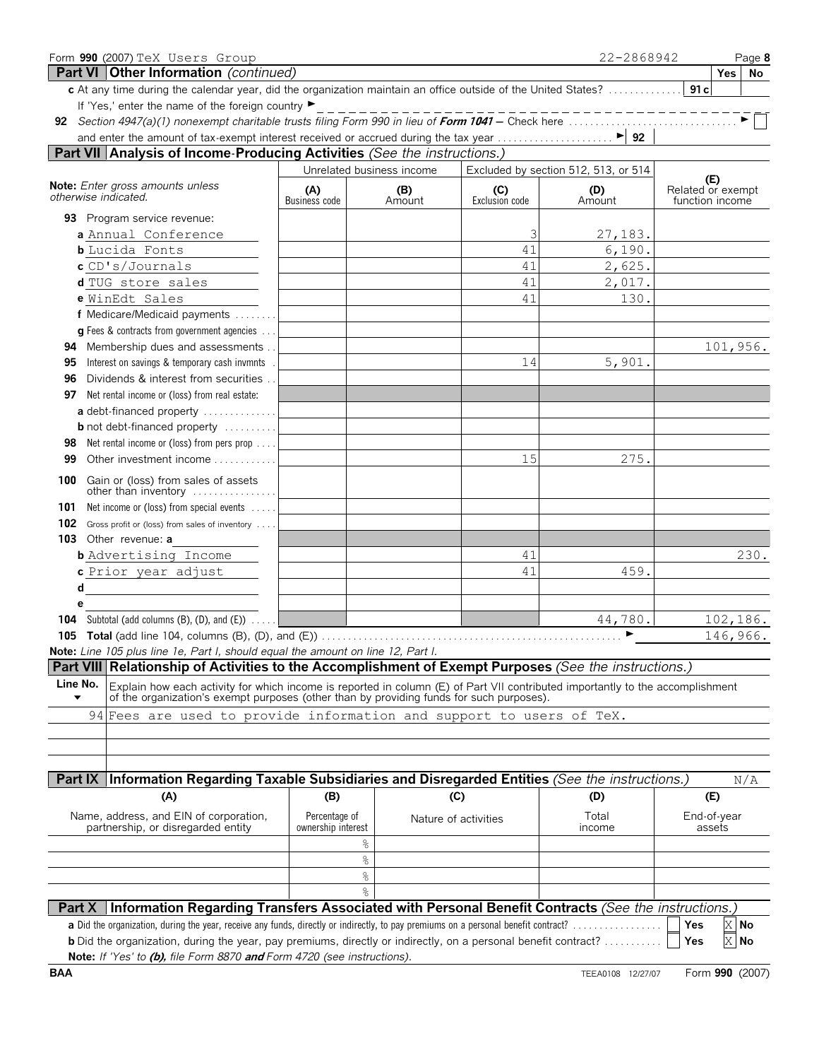Form **990** (2007) TeX Users Group 22-2868942

## Part VI Other Information *(continued)*

| | | Yes | No |
|---|---|---|---|
| **c** At any time during the calendar year, did the organization maintain an office outside of the United States? | 91c | | |
| If 'Yes,' enter the name of the foreign country ► | | | |

**92** *Section 4947(a)(1) nonexempt charitable trusts filing Form 990 in lieu of* ***Form 1041*** *– Check here* ► ☐
and enter the amount of tax-exempt interest received or accrued during the tax year ► **92**

## Part VII Analysis of Income-Producing Activities *(See the instructions.)*

| **Note:** *Enter gross amounts unless otherwise indicated.* | Unrelated business income | | Excluded by section 512, 513, or 514 | | |
|---|---|---|---|---|---|
| | **(A)** Business code | **(B)** Amount | **(C)** Exclusion code | **(D)** Amount | **(E)** Related or exempt function income |
| **93** Program service revenue: | | | | | |
| **a** Annual Conference | | | 3 | 27,183. | |
| **b** Lucida Fonts | | | 41 | 6,190. | |
| **c** CD's/Journals | | | 41 | 2,625. | |
| **d** TUG store sales | | | 41 | 2,017. | |
| **e** WinEdt Sales | | | 41 | 130. | |
| **f** Medicare/Medicaid payments | | | | | |
| **g** Fees & contracts from government agencies | | | | | |
| **94** Membership dues and assessments | | | | | 101,956. |
| **95** Interest on savings & temporary cash invmnts | | | 14 | 5,901. | |
| **96** Dividends & interest from securities | | | | | |
| **97** Net rental income or (loss) from real estate: | | | | | |
| **a** debt-financed property | | | | | |
| **b** not debt-financed property | | | | | |
| **98** Net rental income or (loss) from pers prop | | | | | |
| **99** Other investment income | | | 15 | 275. | |
| **100** Gain or (loss) from sales of assets other than inventory | | | | | |
| **101** Net income or (loss) from special events | | | | | |
| **102** Gross profit or (loss) from sales of inventory | | | | | |
| **103** Other revenue: **a** | | | | | |
| **b** Advertising Income | | | 41 | | 230. |
| **c** Prior year adjust | | | 41 | 459. | |
| **d** | | | | | |
| **e** | | | | | |
| **104** Subtotal (add columns (B), (D), and (E)) | | | | 44,780. | 102,186. |
| **105 Total** (add line 104, columns (B), (D), and (E)) ► | | | | | 146,966. |

**Note:** *Line 105 plus line 1e, Part I, should equal the amount on line 12, Part I.*

## Part VIII Relationship of Activities to the Accomplishment of Exempt Purposes *(See the instructions.)*

| Line No. ▼ | Explain how each activity for which income is reported in column (E) of Part VII contributed importantly to the accomplishment of the organization's exempt purposes (other than by providing funds for such purposes). |
|---|---|
| 94 | Fees are used to provide information and support to users of TeX. |

## Part IX Information Regarding Taxable Subsidiaries and Disregarded Entities *(See the instructions.)* N/A

| (A) Name, address, and EIN of corporation, partnership, or disregarded entity | (B) Percentage of ownership interest | (C) Nature of activities | (D) Total income | (E) End-of-year assets |
|---|---|---|---|---|
| | % | | | |
| | % | | | |
| | % | | | |
| | % | | | |

## Part X Information Regarding Transfers Associated with Personal Benefit Contracts *(See the instructions.)*

**a** Did the organization, during the year, receive any funds, directly or indirectly, to pay premiums on a personal benefit contract? ☐ Yes ☒ No

**b** Did the organization, during the year, pay premiums, directly or indirectly, on a personal benefit contract? ☐ Yes ☒ No

**Note:** *If 'Yes' to* ***(b)****, file Form 8870* ***and*** *Form 4720 (see instructions).*

BAA TEEA0108 12/27/07 Form **990** (2007)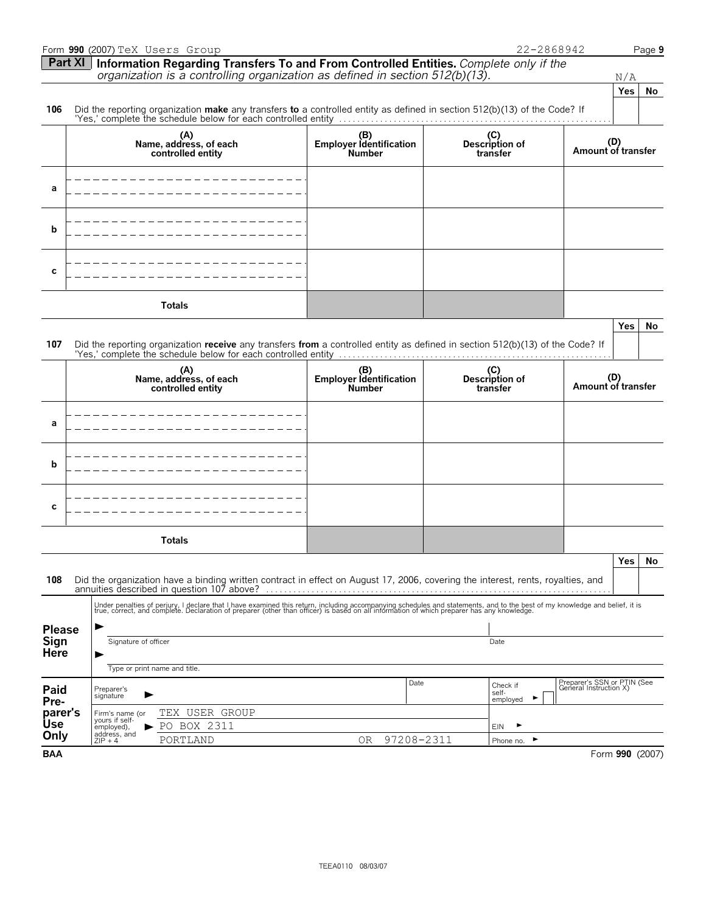Form **990** (2007) TeX Users Group 22-2868942

## Part XI Information Regarding Transfers To and From Controlled Entities. *Complete only if the organization is a controlling organization as defined in section 512(b)(13).*

N/A

| | | Yes | No |
|---|---|---|---|
| **106** | Did the reporting organization **make** any transfers **to** a controlled entity as defined in section 512(b)(13) of the Code? If 'Yes,' complete the schedule below for each controlled entity | | |

| | (A) Name, address, of each controlled entity | (B) Employer Identification Number | (C) Description of transfer | (D) Amount of transfer |
|---|---|---|---|---|
| **a** | | | | |
| **b** | | | | |
| **c** | | | | |
| | **Totals** | | | |

| | | Yes | No |
|---|---|---|---|
| **107** | Did the reporting organization **receive** any transfers **from** a controlled entity as defined in section 512(b)(13) of the Code? If 'Yes,' complete the schedule below for each controlled entity | | |

| | (A) Name, address, of each controlled entity | (B) Employer Identification Number | (C) Description of transfer | (D) Amount of transfer |
|---|---|---|---|---|
| **a** | | | | |
| **b** | | | | |
| **c** | | | | |
| | **Totals** | | | |

| | | Yes | No |
|---|---|---|---|
| **108** | Did the organization have a binding written contract in effect on August 17, 2006, covering the interest, rents, royalties, and annuities described in question 107 above? | | |

Under penalties of perjury, I declare that I have examined this return, including accompanying schedules and statements, and to the best of my knowledge and belief, it is true, correct, and complete. Declaration of preparer (other than officer) is based on all information of which preparer has any knowledge.

**Please Sign Here**

Signature of officer | Date

Type or print name and title.

**Paid Preparer's Use Only**

| Preparer's signature | Date | Check if self-employed | Preparer's SSN or PTIN (See General Instruction X) |
|---|---|---|---|
| Firm's name (or yours if self-employed), address, and ZIP + 4: TEX USER GROUP, PO BOX 2311, PORTLAND OR 97208-2311 | | EIN | |
| | | Phone no. | |

BAA Form **990** (2007)

TEEA0110 08/03/07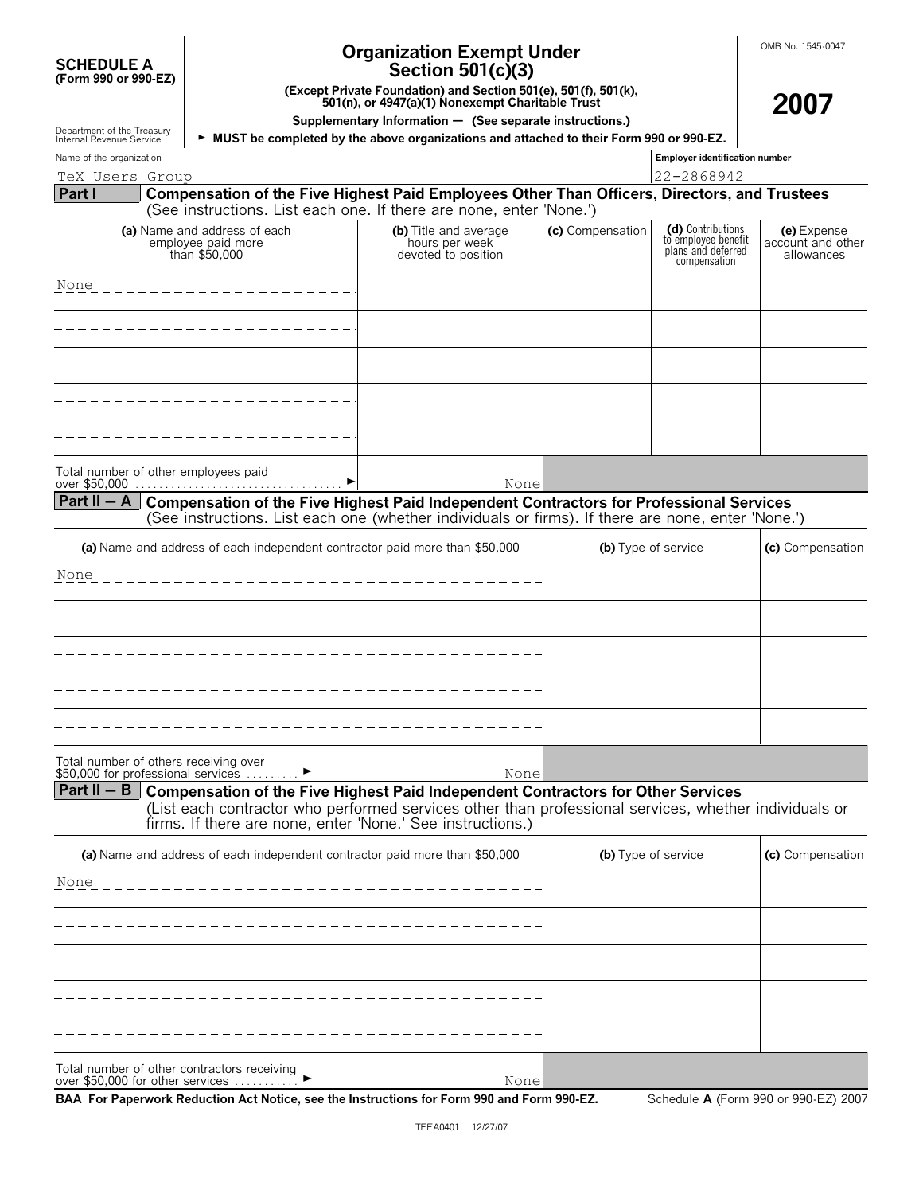**SCHEDULE A**
**(Form 990 or 990-EZ)**

Department of the Treasury
Internal Revenue Service

# Organization Exempt Under Section 501(c)(3)

**(Except Private Foundation) and Section 501(e), 501(f), 501(k), 501(n), or 4947(a)(1) Nonexempt Charitable Trust**

**Supplementary Information — (See separate instructions.)**

► **MUST be completed by the above organizations and attached to their Form 990 or 990-EZ.**

OMB No. 1545-0047

**2007**

Name of the organization: TeX Users Group

Employer identification number: 22-2868942

## Part I Compensation of the Five Highest Paid Employees Other Than Officers, Directors, and Trustees

(See instructions. List each one. If there are none, enter 'None.')

| (a) Name and address of each employee paid more than $50,000 | (b) Title and average hours per week devoted to position | (c) Compensation | (d) Contributions to employee benefit plans and deferred compensation | (e) Expense account and other allowances |
|---|---|---|---|---|
| None | | | | |
| | | | | |
| | | | | |
| | | | | |
| | | | | |
| Total number of other employees paid over $50,000 ► | None | | | |

## Part II – A Compensation of the Five Highest Paid Independent Contractors for Professional Services

(See instructions. List each one (whether individuals or firms). If there are none, enter 'None.')

| (a) Name and address of each independent contractor paid more than $50,000 | (b) Type of service | (c) Compensation |
|---|---|---|
| None | | |
| | | |
| | | |
| | | |
| | | |
| Total number of others receiving over $50,000 for professional services ► None | | |

## Part II – B Compensation of the Five Highest Paid Independent Contractors for Other Services

(List each contractor who performed services other than professional services, whether individuals or firms. If there are none, enter 'None.' See instructions.)

| (a) Name and address of each independent contractor paid more than $50,000 | (b) Type of service | (c) Compensation |
|---|---|---|
| None | | |
| | | |
| | | |
| | | |
| | | |
| Total number of other contractors receiving over $50,000 for other services ► None | | |

**BAA For Paperwork Reduction Act Notice, see the Instructions for Form 990 and Form 990-EZ.**

Schedule **A** (Form 990 or 990-EZ) 2007

TEEA0401 12/27/07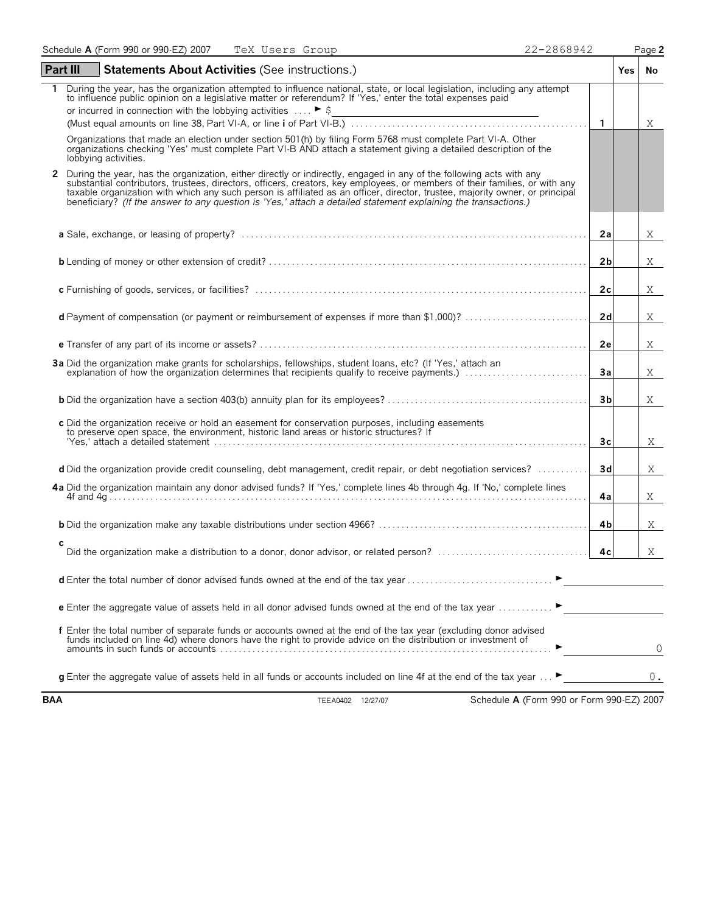Schedule **A** (Form 990 or 990-EZ) 2007 TeX Users Group 22-2868942

## Part III Statements About Activities (See instructions.)

| | | | Yes | No |
|---|---|---|---|---|
| **1** | During the year, has the organization attempted to influence national, state, or local legislation, including any attempt to influence public opinion on a legislative matter or referendum? If 'Yes,' enter the total expenses paid or incurred in connection with the lobbying activities .... ► $ (Must equal amounts on line 38, Part VI-A, or line **i** of Part VI-B.) | **1** | | X |
| | Organizations that made an election under section 501(h) by filing Form 5768 must complete Part VI-A. Other organizations checking 'Yes' must complete Part VI-B AND attach a statement giving a detailed description of the lobbying activities. | | | |
| **2** | During the year, has the organization, either directly or indirectly, engaged in any of the following acts with any substantial contributors, trustees, directors, officers, creators, key employees, or members of their families, or with any taxable organization with which any such person is affiliated as an officer, director, trustee, majority owner, or principal beneficiary? *(If the answer to any question is 'Yes,' attach a detailed statement explaining the transactions.)* | | | |
| | **a** Sale, exchange, or leasing of property? | **2a** | | X |
| | **b** Lending of money or other extension of credit? | **2b** | | X |
| | **c** Furnishing of goods, services, or facilities? | **2c** | | X |
| | **d** Payment of compensation (or payment or reimbursement of expenses if more than $1,000)? | **2d** | | X |
| | **e** Transfer of any part of its income or assets? | **2e** | | X |
| **3a** | Did the organization make grants for scholarships, fellowships, student loans, etc? (If 'Yes,' attach an explanation of how the organization determines that recipients qualify to receive payments.) | **3a** | | X |
| | **b** Did the organization have a section 403(b) annuity plan for its employees? | **3b** | | X |
| | **c** Did the organization receive or hold an easement for conservation purposes, including easements to preserve open space, the environment, historic land areas or historic structures? If 'Yes,' attach a detailed statement | **3c** | | X |
| | **d** Did the organization provide credit counseling, debt management, credit repair, or debt negotiation services? | **3d** | | X |
| **4a** | Did the organization maintain any donor advised funds? If 'Yes,' complete lines 4b through 4g. If 'No,' complete lines 4f and 4g | **4a** | | X |
| | **b** Did the organization make any taxable distributions under section 4966? | **4b** | | X |
| | **c** Did the organization make a distribution to a donor, donor advisor, or related person? | **4c** | | X |

**d** Enter the total number of donor advised funds owned at the end of the tax year ►

**e** Enter the aggregate value of assets held in all donor advised funds owned at the end of the tax year ►

**f** Enter the total number of separate funds or accounts owned at the end of the tax year (excluding donor advised funds included on line 4d) where donors have the right to provide advice on the distribution or investment of amounts in such funds or accounts ► 0

**g** Enter the aggregate value of assets held in all funds or accounts included on line 4f at the end of the tax year ► 0.

BAA TEEA0402 12/27/07 Schedule **A** (Form 990 or Form 990-EZ) 2007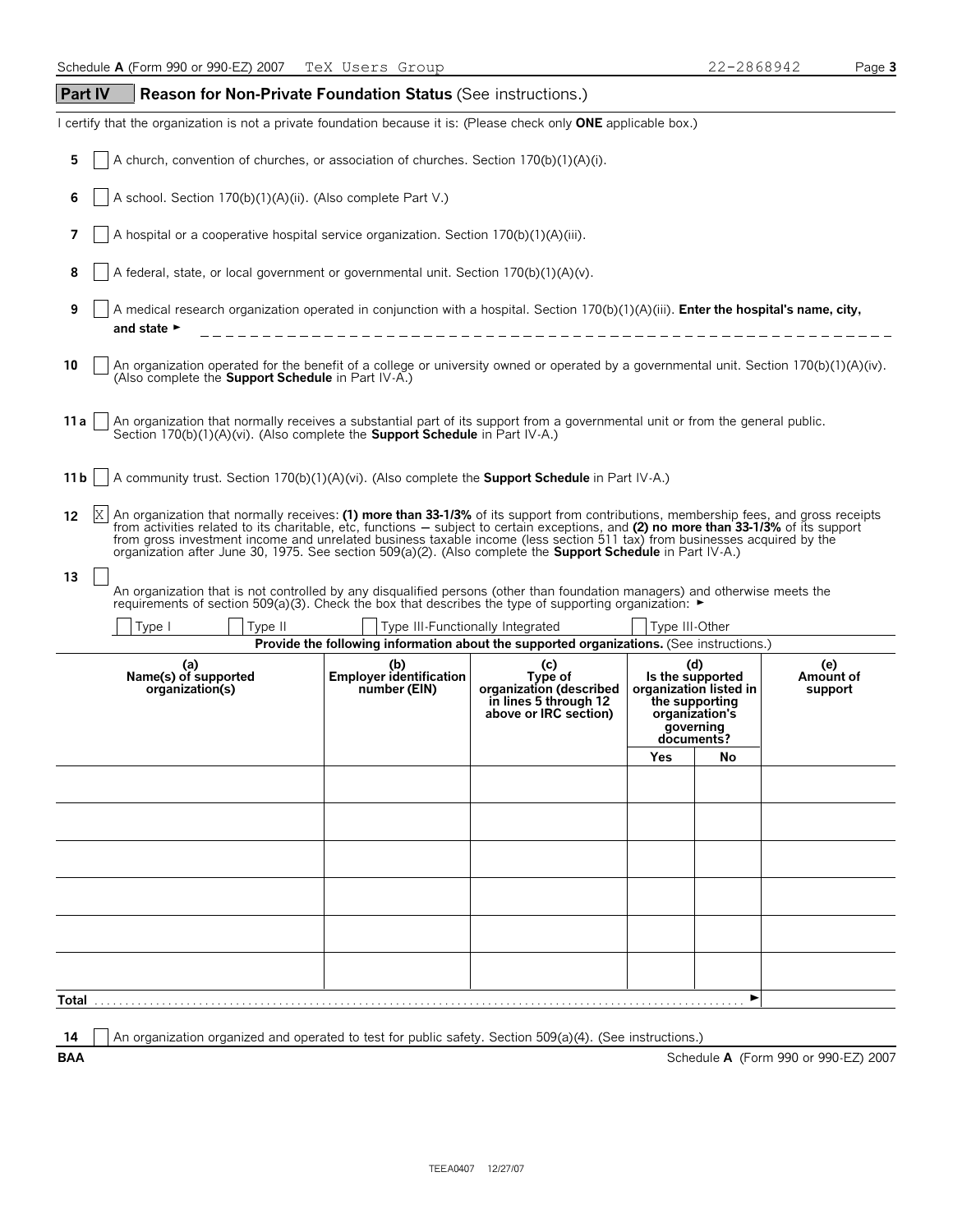Schedule **A** (Form 990 or 990-EZ) 2007 TeX Users Group 22-2868942 Page **3**

## Part IV Reason for Non-Private Foundation Status (See instructions.)

I certify that the organization is not a private foundation because it is: (Please check only **ONE** applicable box.)

**5** [ ] A church, convention of churches, or association of churches. Section 170(b)(1)(A)(i).

**6** [ ] A school. Section 170(b)(1)(A)(ii). (Also complete Part V.)

**7** [ ] A hospital or a cooperative hospital service organization. Section 170(b)(1)(A)(iii).

**8** [ ] A federal, state, or local government or governmental unit. Section 170(b)(1)(A)(v).

**9** [ ] A medical research organization operated in conjunction with a hospital. Section 170(b)(1)(A)(iii). **Enter the hospital's name, city, and state** ►

**10** [ ] An organization operated for the benefit of a college or university owned or operated by a governmental unit. Section 170(b)(1)(A)(iv). (Also complete the **Support Schedule** in Part IV-A.)

**11 a** [ ] An organization that normally receives a substantial part of its support from a governmental unit or from the general public. Section 170(b)(1)(A)(vi). (Also complete the **Support Schedule** in Part IV-A.)

**11 b** [ ] A community trust. Section 170(b)(1)(A)(vi). (Also complete the **Support Schedule** in Part IV-A.)

**12** [X] An organization that normally receives: **(1) more than 33-1/3%** of its support from contributions, membership fees, and gross receipts from activities related to its charitable, etc, functions — subject to certain exceptions, and **(2) no more than 33-1/3%** of its support from gross investment income and unrelated business taxable income (less section 511 tax) from businesses acquired by the organization after June 30, 1975. See section 509(a)(2). (Also complete the **Support Schedule** in Part IV-A.)

**13** [ ] An organization that is not controlled by any disqualified persons (other than foundation managers) and otherwise meets the requirements of section 509(a)(3). Check the box that describes the type of supporting organization: ►

[ ] Type I [ ] Type II [ ] Type III-Functionally Integrated [ ] Type III-Other

**Provide the following information about the supported organizations.** (See instructions.)

| (a) Name(s) of supported organization(s) | (b) Employer identification number (EIN) | (c) Type of organization (described in lines 5 through 12 above or IRC section) | (d) Is the supported organization listed in the supporting organization's governing documents? | | (e) Amount of support |
|---|---|---|---|---|---|
| | | | Yes | No | |
| | | | | | |
| | | | | | |
| | | | | | |
| | | | | | |
| | | | | | |
| | | | | | |
| **Total** ► | | | | | |

**14** [ ] An organization organized and operated to test for public safety. Section 509(a)(4). (See instructions.)

**BAA** Schedule **A** (Form 990 or 990-EZ) 2007

TEEA0407 12/27/07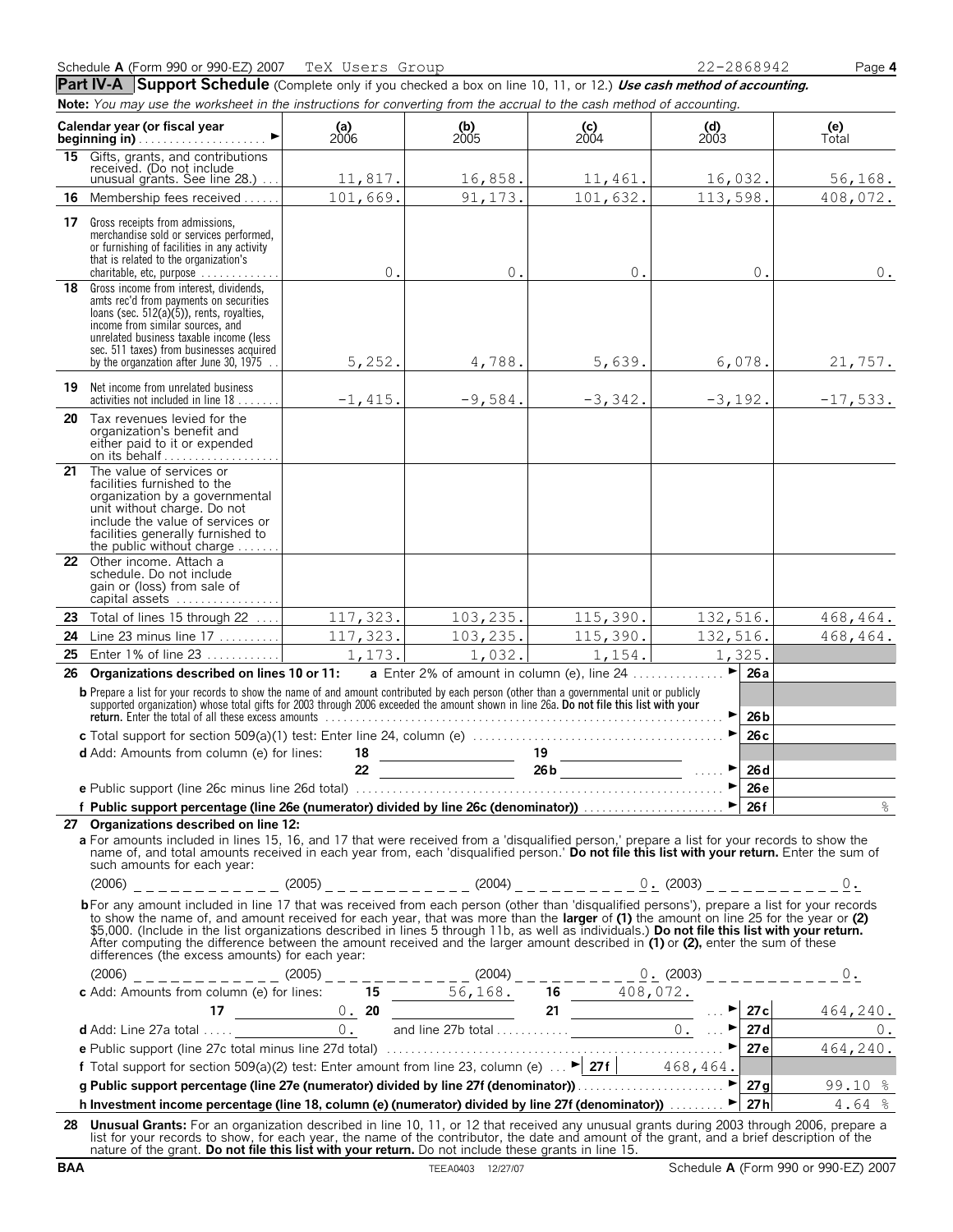Schedule **A** (Form 990 or 990-EZ) 2007 TeX Users Group 22-2868942

## Part IV-A Support Schedule (Complete only if you checked a box on line 10, 11, or 12.) *Use cash method of accounting.*

**Note:** *You may use the worksheet in the instructions for converting from the accrual to the cash method of accounting.*

| Calendar year (or fiscal year beginning in) ► | (a) 2006 | (b) 2005 | (c) 2004 | (d) 2003 | (e) Total |
|---|---|---|---|---|---|
| **15** Gifts, grants, and contributions received. (Do not include unusual grants. See line 28.) | 11,817. | 16,858. | 11,461. | 16,032. | 56,168. |
| **16** Membership fees received | 101,669. | 91,173. | 101,632. | 113,598. | 408,072. |
| **17** Gross receipts from admissions, merchandise sold or services performed, or furnishing of facilities in any activity that is related to the organization's charitable, etc, purpose | 0. | 0. | 0. | 0. | 0. |
| **18** Gross income from interest, dividends, amts rec'd from payments on securities loans (sec. 512(a)(5)), rents, royalties, income from similar sources, and unrelated business taxable income (less sec. 511 taxes) from businesses acquired by the organzation after June 30, 1975 | 5,252. | 4,788. | 5,639. | 6,078. | 21,757. |
| **19** Net income from unrelated business activities not included in line 18 | -1,415. | -9,584. | -3,342. | -3,192. | -17,533. |
| **20** Tax revenues levied for the organization's benefit and either paid to it or expended on its behalf | | | | | |
| **21** The value of services or facilities furnished to the organization by a governmental unit without charge. Do not include the value of services or facilities generally furnished to the public without charge | | | | | |
| **22** Other income. Attach a schedule. Do not include gain or (loss) from sale of capital assets | | | | | |
| **23** Total of lines 15 through 22 | 117,323. | 103,235. | 115,390. | 132,516. | 468,464. |
| **24** Line 23 minus line 17 | 117,323. | 103,235. | 115,390. | 132,516. | 468,464. |
| **25** Enter 1% of line 23 | 1,173. | 1,032. | 1,154. | 1,325. | |

**26 Organizations described on lines 10 or 11:** **a** Enter 2% of amount in column (e), line 24 ► **26a**

**b** Prepare a list for your records to show the name of and amount contributed by each person (other than a governmental unit or publicly supported organization) whose total gifts for 2003 through 2006 exceeded the amount shown in line 26a. **Do not file this list with your return.** Enter the total of all these excess amounts ► **26b**

**c** Total support for section 509(a)(1) test: Enter line 24, column (e) ► **26c**

**d** Add: Amounts from column (e) for lines: 18 ____ 19 ____ 22 ____ 26b ____ ► **26d**

**e** Public support (line 26c minus line 26d total) ► **26e**

**f Public support percentage (line 26e (numerator) divided by line 26c (denominator))** ► **26f** %

**27 Organizations described on line 12:**

**a** For amounts included in lines 15, 16, and 17 that were received from a 'disqualified person,' prepare a list for your records to show the name of, and total amounts received in each year from, each 'disqualified person.' **Do not file this list with your return.** Enter the sum of such amounts for each year:

(2006) ____ (2005) ____ (2004) 0. (2003) 0.

**b** For any amount included in line 17 that was received from each person (other than 'disqualified persons'), prepare a list for your records to show the name of, and amount received for each year, that was more than the **larger** of **(1)** the amount on line 25 for the year or **(2)** $5,000. (Include in the list organizations described in lines 5 through 11b, as well as individuals.) **Do not file this list with your return.** After computing the difference between the amount received and the larger amount described in **(1)** or **(2),** enter the sum of these differences (the excess amounts) for each year:

(2006) ____ (2005) ____ (2004) 0. (2003) 0.

**c** Add: Amounts from column (e) for lines: **15** 56,168. **16** 408,072. **17** 0. **20** ____ **21** ____ ► **27c** 464,240.

**d** Add: Line 27a total 0. and line 27b total 0. ► **27d** 0.

**e** Public support (line 27c total minus line 27d total) ► **27e** 464,240.

**f** Total support for section 509(a)(2) test: Enter amount from line 23, column (e) ► **27f** 468,464.

**g Public support percentage (line 27e (numerator) divided by line 27f (denominator))** ► **27g** 99.10 %

**h Investment income percentage (line 18, column (e) (numerator) divided by line 27f (denominator))** ► **27h** 4.64 %

**28 Unusual Grants:** For an organization described in line 10, 11, or 12 that received any unusual grants during 2003 through 2006, prepare a list for your records to show, for each year, the name of the contributor, the date and amount of the grant, and a brief description of the nature of the grant. **Do not file this list with your return.** Do not include these grants in line 15.

BAA TEEA0403 12/27/07 Schedule **A** (Form 990 or 990-EZ) 2007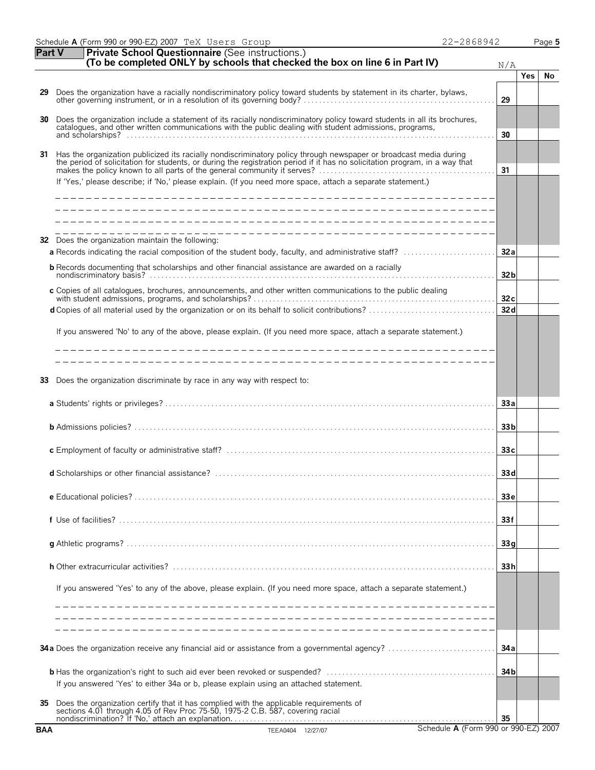Schedule **A** (Form 990 or 990-EZ) 2007 TeX Users Group 22-2868942 Page **5**

## Part V Private School Questionnaire (See instructions.)

**(To be completed ONLY by schools that checked the box on line 6 in Part IV)**

N/A

| | | | Yes | No |
|---|---|---|---|---|
| **29** | Does the organization have a racially nondiscriminatory policy toward students by statement in its charter, bylaws, other governing instrument, or in a resolution of its governing body? | 29 | | |
| **30** | Does the organization include a statement of its racially nondiscriminatory policy toward students in all its brochures, catalogues, and other written communications with the public dealing with student admissions, programs, and scholarships? | 30 | | |
| **31** | Has the organization publicized its racially nondiscriminatory policy through newspaper or broadcast media during the period of solicitation for students, or during the registration period if it has no solicitation program, in a way that makes the policy known to all parts of the general community it serves? | 31 | | |
| | If 'Yes,' please describe; if 'No,' please explain. (If you need more space, attach a separate statement.) | | | |
| **32** | Does the organization maintain the following: | | | |
| | **a** Records indicating the racial composition of the student body, faculty, and administrative staff? | 32a | | |
| | **b** Records documenting that scholarships and other financial assistance are awarded on a racially nondiscriminatory basis? | 32b | | |
| | **c** Copies of all catalogues, brochures, announcements, and other written communications to the public dealing with student admissions, programs, and scholarships? | 32c | | |
| | **d** Copies of all material used by the organization or on its behalf to solicit contributions? | 32d | | |
| | If you answered 'No' to any of the above, please explain. (If you need more space, attach a separate statement.) | | | |
| **33** | Does the organization discriminate by race in any way with respect to: | | | |
| | **a** Students' rights or privileges? | 33a | | |
| | **b** Admissions policies? | 33b | | |
| | **c** Employment of faculty or administrative staff? | 33c | | |
| | **d** Scholarships or other financial assistance? | 33d | | |
| | **e** Educational policies? | 33e | | |
| | **f** Use of facilities? | 33f | | |
| | **g** Athletic programs? | 33g | | |
| | **h** Other extracurricular activities? | 33h | | |
| | If you answered 'Yes' to any of the above, please explain. (If you need more space, attach a separate statement.) | | | |
| **34a** | Does the organization receive any financial aid or assistance from a governmental agency? | 34a | | |
| | **b** Has the organization's right to such aid ever been revoked or suspended? | 34b | | |
| | If you answered 'Yes' to either 34a or b, please explain using an attached statement. | | | |
| **35** | Does the organization certify that it has complied with the applicable requirements of sections 4.01 through 4.05 of Rev Proc 75-50, 1975-2 C.B. 587, covering racial nondiscrimination? If 'No,' attach an explanation. | 35 | | |

BAA TEEA0404 12/27/07 Schedule **A** (Form 990 or 990-EZ) 2007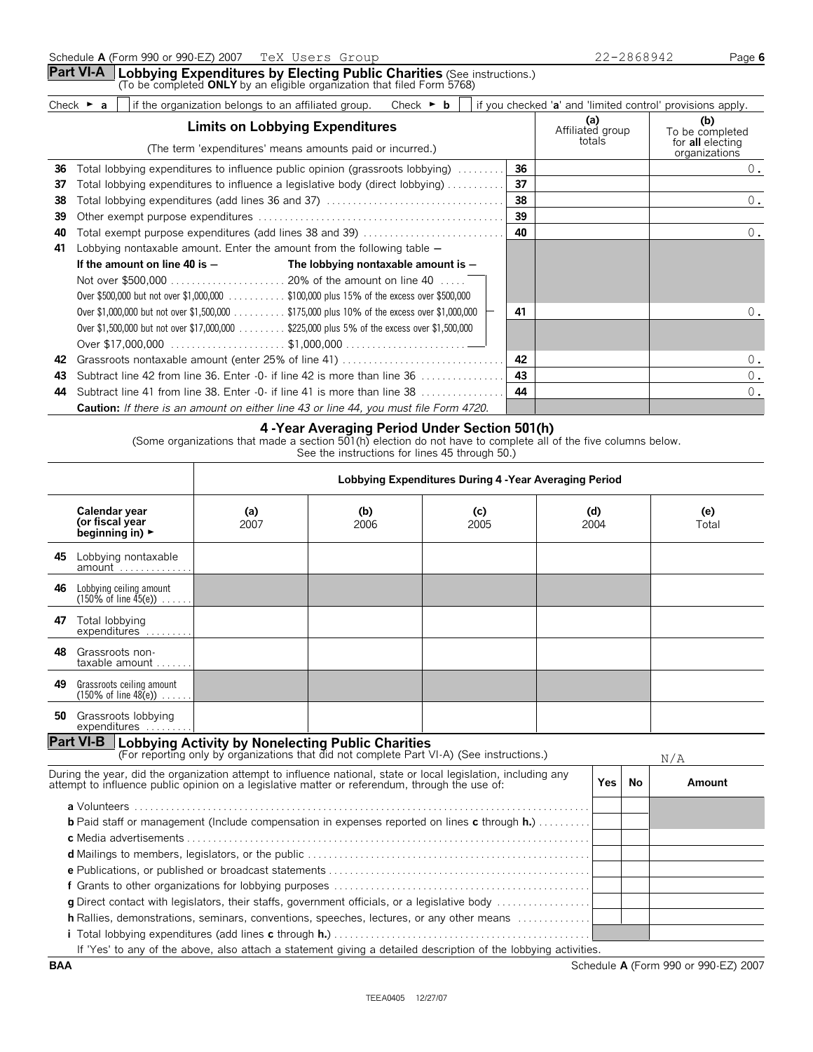Schedule **A** (Form 990 or 990-EZ) 2007 TeX Users Group 22-2868942

## Part VI-A Lobbying Expenditures by Electing Public Charities (See instructions.)
(To be completed **ONLY** by an eligible organization that filed Form 5768)

Check ► **a** ☐ if the organization belongs to an affiliated group. Check ► **b** ☐ if you checked '**a**' and 'limited control' provisions apply.

| | **Limits on Lobbying Expenditures** (The term 'expenditures' means amounts paid or incurred.) | | **(a)** Affiliated group totals | **(b)** To be completed for **all** electing organizations |
|---|---|---|---|---|
| **36** | Total lobbying expenditures to influence public opinion (grassroots lobbying) | **36** | | 0. |
| **37** | Total lobbying expenditures to influence a legislative body (direct lobbying) | **37** | | |
| **38** | Total lobbying expenditures (add lines 36 and 37) | **38** | | 0. |
| **39** | Other exempt purpose expenditures | **39** | | |
| **40** | Total exempt purpose expenditures (add lines 38 and 39) | **40** | | 0. |
| **41** | Lobbying nontaxable amount. Enter the amount from the following table — **If the amount on line 40 is —** / **The lobbying nontaxable amount is —** Not over \$500,000 ... 20% of the amount on line 40; Over \$500,000 but not over \$1,000,000 ... \$100,000 plus 15% of the excess over \$500,000; Over \$1,000,000 but not over \$1,500,000 ... \$175,000 plus 10% of the excess over \$1,000,000; Over \$1,500,000 but not over \$17,000,000 ... \$225,000 plus 5% of the excess over \$1,500,000; Over \$17,000,000 ... \$1,000,000 | **41** | | 0. |
| **42** | Grassroots nontaxable amount (enter 25% of line 41) | **42** | | 0. |
| **43** | Subtract line 42 from line 36. Enter -0- if line 42 is more than line 36 | **43** | | 0. |
| **44** | Subtract line 41 from line 38. Enter -0- if line 41 is more than line 38 | **44** | | 0. |
| | **Caution:** *If there is an amount on either line 43 or line 44, you must file Form 4720.* | | | |

### 4 -Year Averaging Period Under Section 501(h)
(Some organizations that made a section 501(h) election do not have to complete all of the five columns below. See the instructions for lines 45 through 50.)

| | Lobbying Expenditures During 4 -Year Averaging Period | | | | |
|---|---|---|---|---|---|
| **Calendar year (or fiscal year beginning in)** ► | **(a)** 2007 | **(b)** 2006 | **(c)** 2005 | **(d)** 2004 | **(e)** Total |
| **45** Lobbying nontaxable amount | | | | | |
| **46** Lobbying ceiling amount (150% of line 45(e)) | | | | | |
| **47** Total lobbying expenditures | | | | | |
| **48** Grassroots non-taxable amount | | | | | |
| **49** Grassroots ceiling amount (150% of line 48(e)) | | | | | |
| **50** Grassroots lobbying expenditures | | | | | |

## Part VI-B Lobbying Activity by Nonelecting Public Charities
(For reporting only by organizations that did not complete Part VI-A) (See instructions.)

N/A

| During the year, did the organization attempt to influence national, state or local legislation, including any attempt to influence public opinion on a legislative matter or referendum, through the use of: | Yes | No | Amount |
|---|---|---|---|
| **a** Volunteers | | | |
| **b** Paid staff or management (Include compensation in expenses reported on lines **c** through **h.**) | | | |
| **c** Media advertisements | | | |
| **d** Mailings to members, legislators, or the public | | | |
| **e** Publications, or published or broadcast statements | | | |
| **f** Grants to other organizations for lobbying purposes | | | |
| **g** Direct contact with legislators, their staffs, government officials, or a legislative body | | | |
| **h** Rallies, demonstrations, seminars, conventions, speeches, lectures, or any other means | | | |
| **i** Total lobbying expenditures (add lines **c** through **h.**) | | | |

If 'Yes' to any of the above, also attach a statement giving a detailed description of the lobbying activities.

BAA Schedule **A** (Form 990 or 990-EZ) 2007

TEEA0405 12/27/07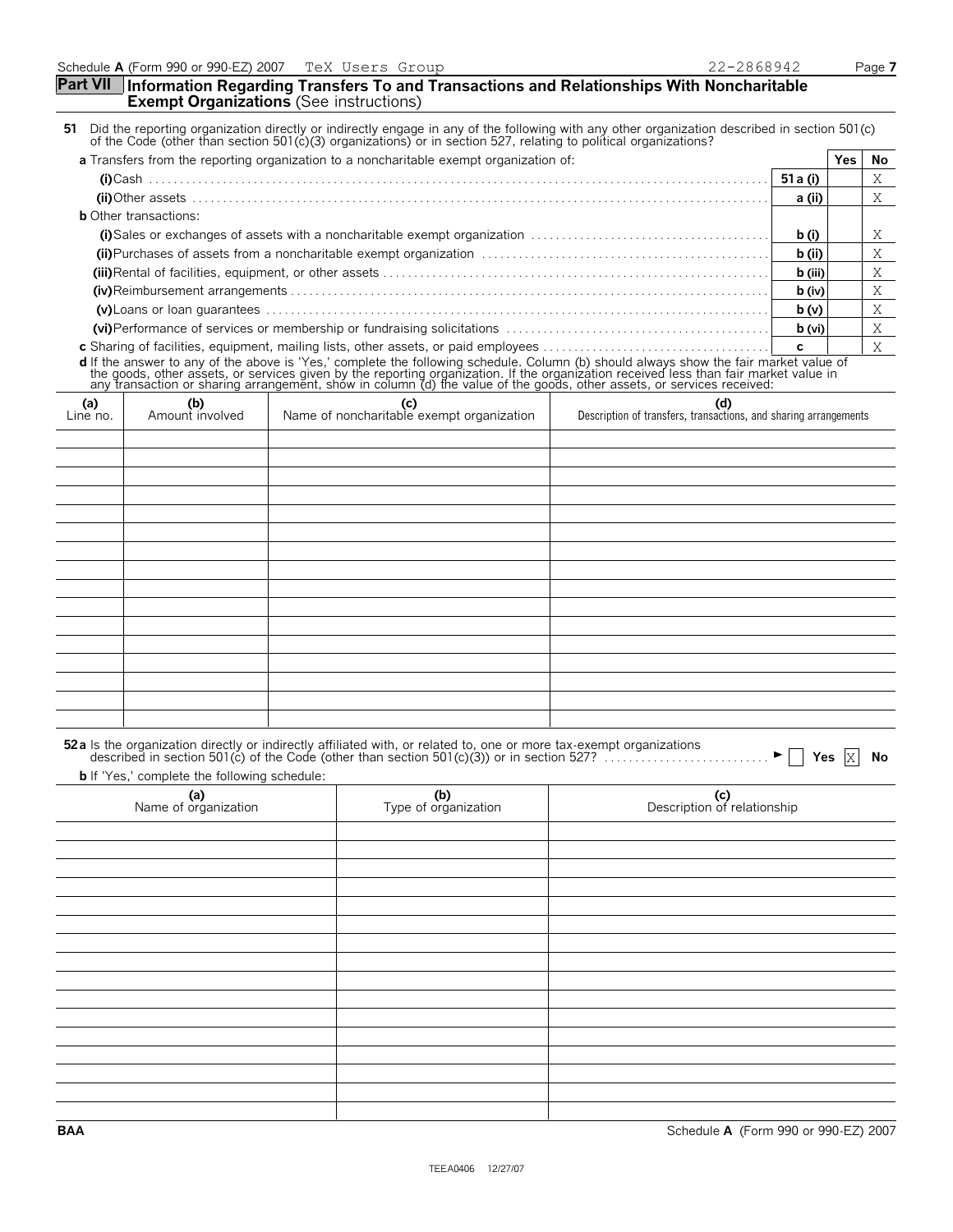Schedule **A** (Form 990 or 990-EZ) 2007 TeX Users Group 22-2868942

## Part VII Information Regarding Transfers To and Transactions and Relationships With Noncharitable Exempt Organizations (See instructions)

**51** Did the reporting organization directly or indirectly engage in any of the following with any other organization described in section 501(c) of the Code (other than section 501(c)(3) organizations) or in section 527, relating to political organizations?

| | | Yes | No |
|---|---|---|---|
| **a** Transfers from the reporting organization to a noncharitable exempt organization of: | | | |
| **(i)** Cash | **51 a (i)** | | X |
| **(ii)** Other assets | **a (ii)** | | X |
| **b** Other transactions: | | | |
| **(i)** Sales or exchanges of assets with a noncharitable exempt organization | **b (i)** | | X |
| **(ii)** Purchases of assets from a noncharitable exempt organization | **b (ii)** | | X |
| **(iii)** Rental of facilities, equipment, or other assets | **b (iii)** | | X |
| **(iv)** Reimbursement arrangements | **b (iv)** | | X |
| **(v)** Loans or loan guarantees | **b (v)** | | X |
| **(vi)** Performance of services or membership or fundraising solicitations | **b (vi)** | | X |
| **c** Sharing of facilities, equipment, mailing lists, other assets, or paid employees | **c** | | X |

**d** If the answer to any of the above is 'Yes,' complete the following schedule. Column (b) should always show the fair market value of the goods, other assets, or services given by the reporting organization. If the organization received less than fair market value in any transaction or sharing arrangement, show in column (d) the value of the goods, other assets, or services received:

| (a) Line no. | (b) Amount involved | (c) Name of noncharitable exempt organization | (d) Description of transfers, transactions, and sharing arrangements |
|---|---|---|---|
| | | | |

**52a** Is the organization directly or indirectly affiliated with, or related to, one or more tax-exempt organizations described in section 501(c) of the Code (other than section 501(c)(3)) or in section 527? ► ☐ Yes ☒ No

**b** If 'Yes,' complete the following schedule:

| (a) Name of organization | (b) Type of organization | (c) Description of relationship |
|---|---|---|
| | | |

BAA Schedule **A** (Form 990 or 990-EZ) 2007

TEEA0406 12/27/07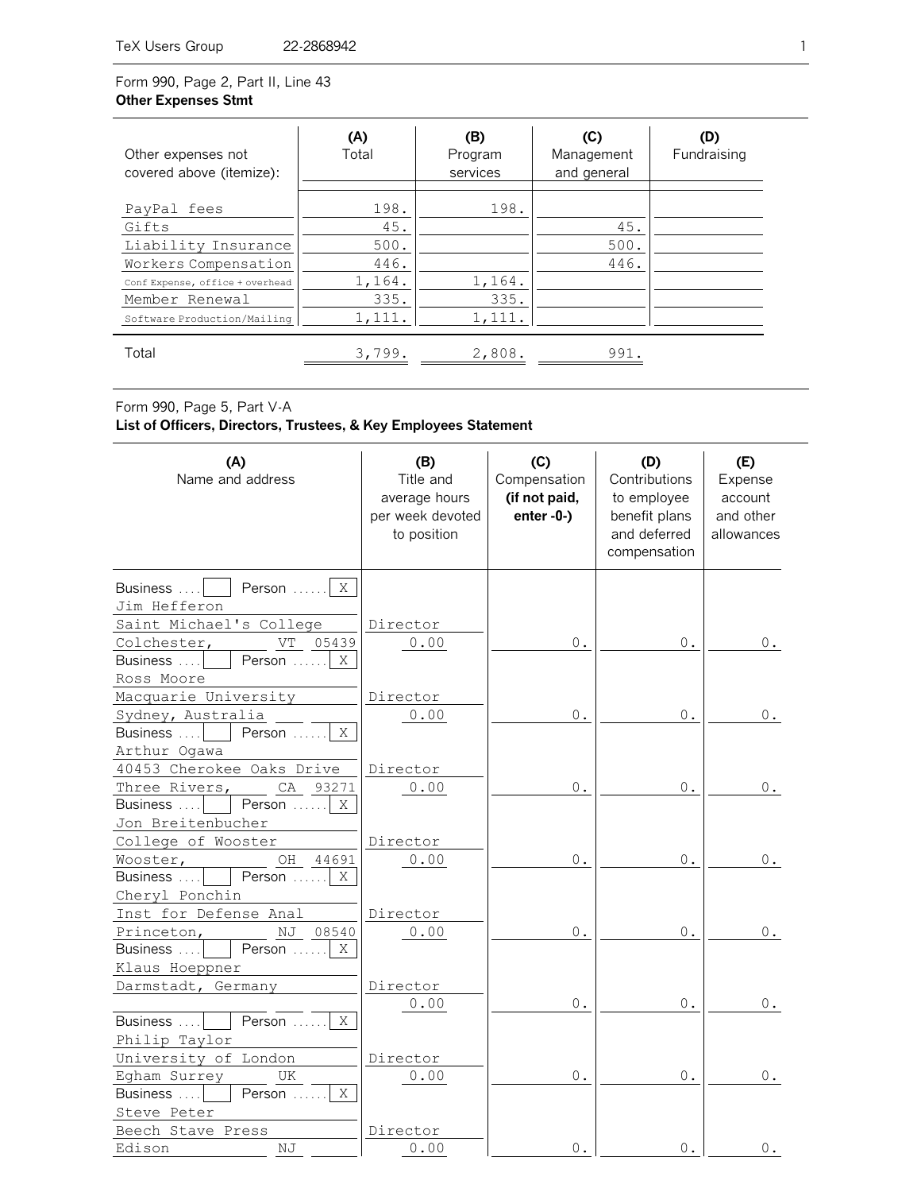TeX Users Group 22-2868942

Form 990, Page 2, Part II, Line 43
**Other Expenses Stmt**

| Other expenses not covered above (itemize): | (A) Total | (B) Program services | (C) Management and general | (D) Fundraising |
|---|---|---|---|---|
| PayPal fees | 198. | 198. | | |
| Gifts | 45. | | 45. | |
| Liability Insurance | 500. | | 500. | |
| Workers Compensation | 446. | | 446. | |
| Conf Expense, office + overhead | 1,164. | 1,164. | | |
| Member Renewal | 335. | 335. | | |
| Software Production/Mailing | 1,111. | 1,111. | | |
| Total | 3,799. | 2,808. | 991. | |

Form 990, Page 5, Part V-A
**List of Officers, Directors, Trustees, & Key Employees Statement**

| (A) Name and address | (B) Title and average hours per week devoted to position | (C) Compensation **(if not paid, enter -0-)** | (D) Contributions to employee benefit plans and deferred compensation | (E) Expense account and other allowances |
|---|---|---|---|---|
| Business .... [ ] Person ...... [X]<br>Jim Hefferon<br>Saint Michael's College<br>Colchester, VT 05439 | Director<br>0.00 | 0. | 0. | 0. |
| Business .... [ ] Person ...... [X]<br>Ross Moore<br>Macquarie University<br>Sydney, Australia | Director<br>0.00 | 0. | 0. | 0. |
| Business .... [ ] Person ...... [X]<br>Arthur Ogawa<br>40453 Cherokee Oaks Drive<br>Three Rivers, CA 93271 | Director<br>0.00 | 0. | 0. | 0. |
| Business .... [ ] Person ...... [X]<br>Jon Breitenbucher<br>College of Wooster<br>Wooster, OH 44691 | Director<br>0.00 | 0. | 0. | 0. |
| Business .... [ ] Person ...... [X]<br>Cheryl Ponchin<br>Inst for Defense Anal<br>Princeton, NJ 08540 | Director<br>0.00 | 0. | 0. | 0. |
| Business .... [ ] Person ...... [X]<br>Klaus Hoeppner<br>Darmstadt, Germany | Director<br>0.00 | 0. | 0. | 0. |
| Business .... [ ] Person ...... [X]<br>Philip Taylor<br>University of London<br>Egham Surrey UK | Director<br>0.00 | 0. | 0. | 0. |
| Business .... [ ] Person ...... [X]<br>Steve Peter<br>Beech Stave Press<br>Edison NJ | Director<br>0.00 | 0. | 0. | 0. |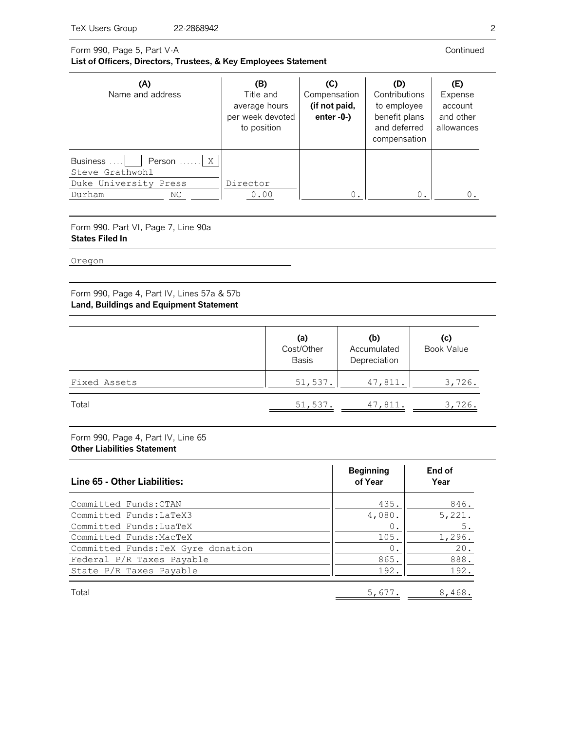Form 990, Page 5, Part V-A Continued

**List of Officers, Directors, Trustees, & Key Employees Statement**

| (A) Name and address | (B) Title and average hours per week devoted to position | (C) Compensation (if not paid, enter -0-) | (D) Contributions to employee benefit plans and deferred compensation | (E) Expense account and other allowances |
|---|---|---|---|---|
| Business .... [ ] Person ...... [X]<br>Steve Grathwohl<br>Duke University Press<br>Durham NC | Director<br>0.00 | 0. | 0. | 0. |

Form 990. Part VI, Page 7, Line 90a

**States Filed In**

Oregon

Form 990, Page 4, Part IV, Lines 57a & 57b

**Land, Buildings and Equipment Statement**

| | (a) Cost/Other Basis | (b) Accumulated Depreciation | (c) Book Value |
|---|---|---|---|
| Fixed Assets | 51,537. | 47,811. | 3,726. |
| Total | 51,537. | 47,811. | 3,726. |

Form 990, Page 4, Part IV, Line 65

**Other Liabilities Statement**

| Line 65 - Other Liabilities: | Beginning of Year | End of Year |
|---|---|---|
| Committed Funds:CTAN | 435. | 846. |
| Committed Funds:LaTeX3 | 4,080. | 5,221. |
| Committed Funds:LuaTeX | 0. | 5. |
| Committed Funds:MacTeX | 105. | 1,296. |
| Committed Funds:TeX Gyre donation | 0. | 20. |
| Federal P/R Taxes Payable | 865. | 888. |
| State P/R Taxes Payable | 192. | 192. |
| Total | 5,677. | 8,468. |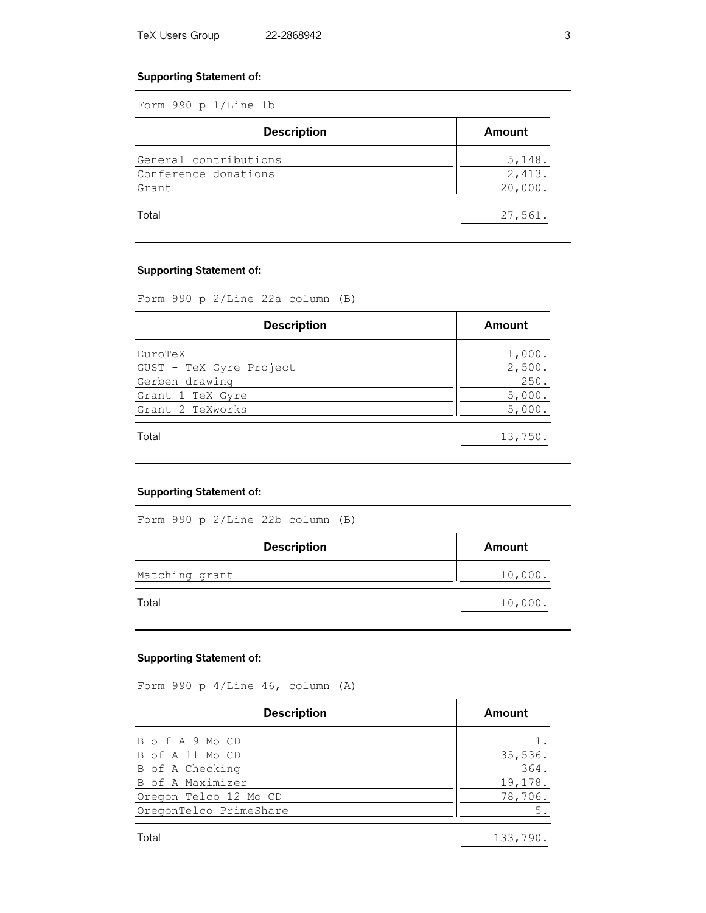**Supporting Statement of:**

Form 990 p 1/Line 1b

| Description | Amount |
|---|---|
| General contributions | 5,148. |
| Conference donations | 2,413. |
| Grant | 20,000. |
| Total | 27,561. |

**Supporting Statement of:**

Form 990 p 2/Line 22a column (B)

| Description | Amount |
|---|---|
| EuroTeX | 1,000. |
| GUST - TeX Gyre Project | 2,500. |
| Gerben drawing | 250. |
| Grant 1 TeX Gyre | 5,000. |
| Grant 2 TeXworks | 5,000. |
| Total | 13,750. |

**Supporting Statement of:**

Form 990 p 2/Line 22b column (B)

| Description | Amount |
|---|---|
| Matching grant | 10,000. |
| Total | 10,000. |

**Supporting Statement of:**

Form 990 p 4/Line 46, column (A)

| Description | Amount |
|---|---|
| B o f A 9 Mo CD | 1. |
| B of A 11 Mo CD | 35,536. |
| B of A Checking | 364. |
| B of A Maximizer | 19,178. |
| Oregon Telco 12 Mo CD | 78,706. |
| OregonTelco PrimeShare | 5. |
| Total | 133,790. |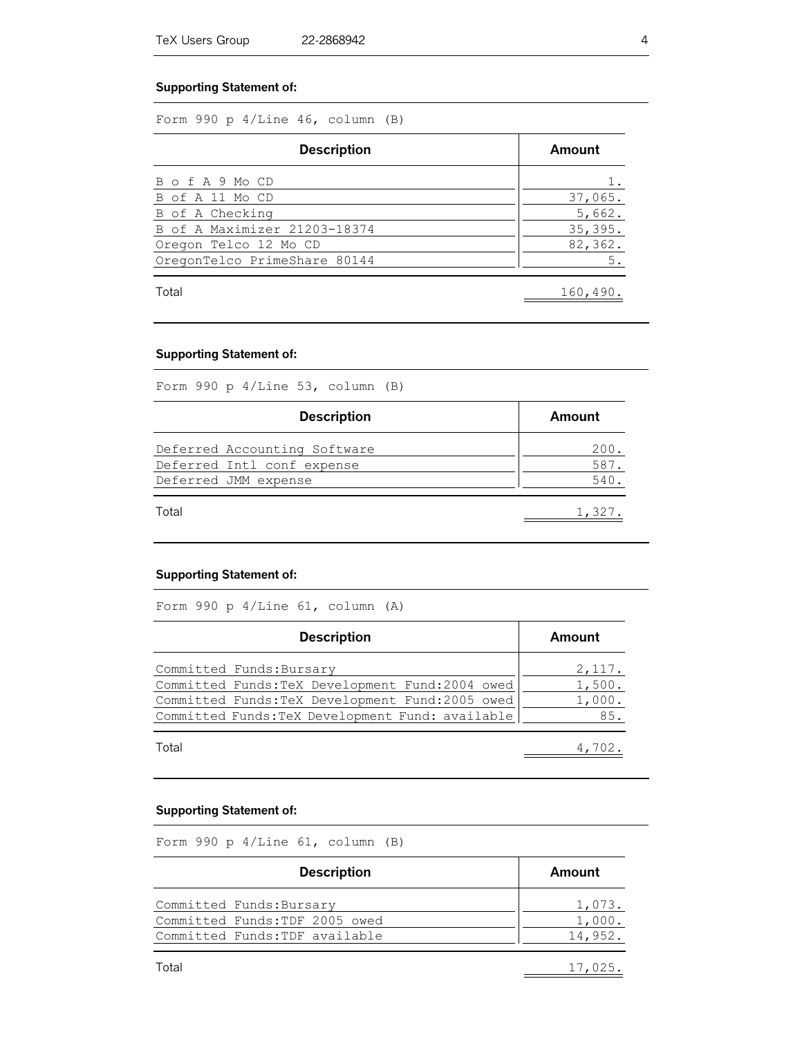**Supporting Statement of:**

Form 990 p 4/Line 46, column (B)

| Description | Amount |
|---|---|
| B o f A 9 Mo CD | 1. |
| B of A 11 Mo CD | 37,065. |
| B of A Checking | 5,662. |
| B of A Maximizer 21203-18374 | 35,395. |
| Oregon Telco 12 Mo CD | 82,362. |
| OregonTelco PrimeShare 80144 | 5. |
| Total | 160,490. |

**Supporting Statement of:**

Form 990 p 4/Line 53, column (B)

| Description | Amount |
|---|---|
| Deferred Accounting Software | 200. |
| Deferred Intl conf expense | 587. |
| Deferred JMM expense | 540. |
| Total | 1,327. |

**Supporting Statement of:**

Form 990 p 4/Line 61, column (A)

| Description | Amount |
|---|---|
| Committed Funds:Bursary | 2,117. |
| Committed Funds:TeX Development Fund:2004 owed | 1,500. |
| Committed Funds:TeX Development Fund:2005 owed | 1,000. |
| Committed Funds:TeX Development Fund: available | 85. |
| Total | 4,702. |

**Supporting Statement of:**

Form 990 p 4/Line 61, column (B)

| Description | Amount |
|---|---|
| Committed Funds:Bursary | 1,073. |
| Committed Funds:TDF 2005 owed | 1,000. |
| Committed Funds:TDF available | 14,952. |
| Total | 17,025. |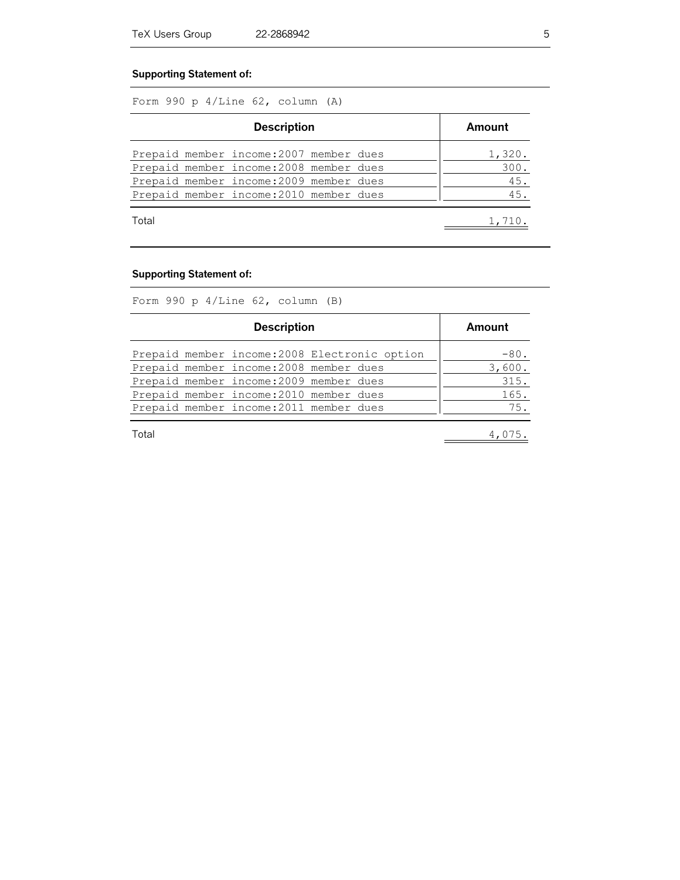**Supporting Statement of:**

Form 990 p 4/Line 62, column (A)

| Description | Amount |
| --- | --- |
| Prepaid member income:2007 member dues | 1,320. |
| Prepaid member income:2008 member dues | 300. |
| Prepaid member income:2009 member dues | 45. |
| Prepaid member income:2010 member dues | 45. |
| Total | 1,710. |

**Supporting Statement of:**

Form 990 p 4/Line 62, column (B)

| Description | Amount |
| --- | --- |
| Prepaid member income:2008 Electronic option | -80. |
| Prepaid member income:2008 member dues | 3,600. |
| Prepaid member income:2009 member dues | 315. |
| Prepaid member income:2010 member dues | 165. |
| Prepaid member income:2011 member dues | 75. |
| Total | 4,075. |